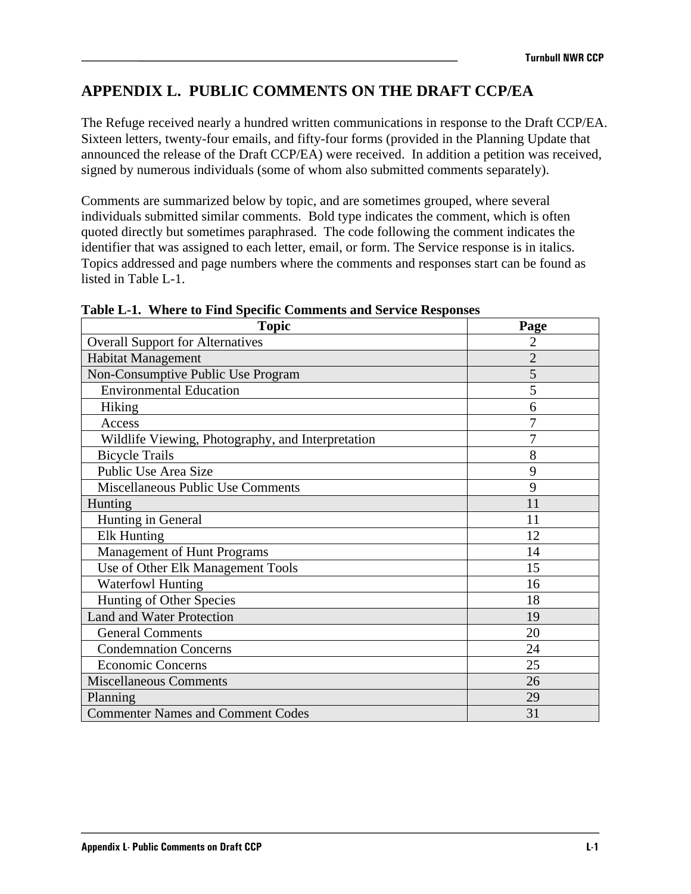# APPENDIX L. PUBLIC COMMENTS ON THE DRAFT CCP/EA

The Refuge received nearly a hundred written communications in response to the Draft CCP/EA. Sixteen letters, twenty-four emails, and fifty-four forms (provided in the Planning Update that announced the release of the Draft CCP/EA) were received. In addition a petition was received, signed by numerous individuals (some of whom also submitted comments separately).

Comments are summarized below by topic, and are sometimes grouped, where several individuals submitted similar comments. Bold type indicates the comment, which is often quoted directly but sometimes paraphrased. The code following the comment indicates the identifier that was assigned to each letter, email, or form. The Service response is in italics. Topics addressed and page numbers where the comments and responses start can be found as listed in Table L-1.

**Table L-1. Where to Find Specific Comments and Service Responses**

| Topic | Page |
|---|---|
| Overall Support for Alternatives | 2 |
| Habitat Management | 2 |
| Non-Consumptive Public Use Program | 5 |
| Environmental Education | 5 |
| Hiking | 6 |
| Access | 7 |
| Wildlife Viewing, Photography, and Interpretation | 7 |
| Bicycle Trails | 8 |
| Public Use Area Size | 9 |
| Miscellaneous Public Use Comments | 9 |
| Hunting | 11 |
| Hunting in General | 11 |
| Elk Hunting | 12 |
| Management of Hunt Programs | 14 |
| Use of Other Elk Management Tools | 15 |
| Waterfowl Hunting | 16 |
| Hunting of Other Species | 18 |
| Land and Water Protection | 19 |
| General Comments | 20 |
| Condemnation Concerns | 24 |
| Economic Concerns | 25 |
| Miscellaneous Comments | 26 |
| Planning | 29 |
| Commenter Names and Comment Codes | 31 |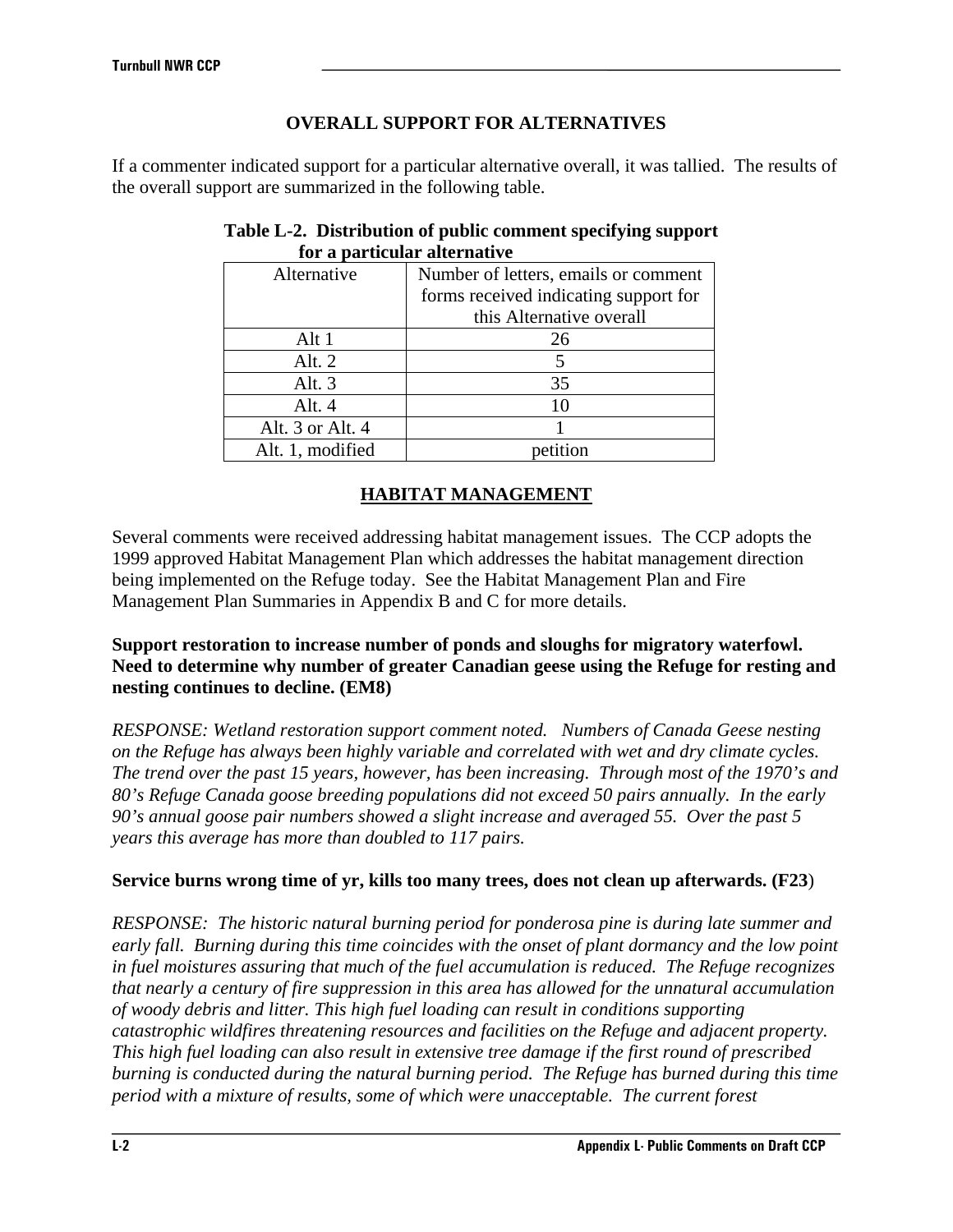## OVERALL SUPPORT FOR ALTERNATIVES

If a commenter indicated support for a particular alternative overall, it was tallied. The results of the overall support are summarized in the following table.

**Table L-2. Distribution of public comment specifying support for a particular alternative**

| Alternative | Number of letters, emails or comment forms received indicating support for this Alternative overall |
|---|---|
| Alt 1 | 26 |
| Alt. 2 | 5 |
| Alt. 3 | 35 |
| Alt. 4 | 10 |
| Alt. 3 or Alt. 4 | 1 |
| Alt. 1, modified | petition |

## HABITAT MANAGEMENT

Several comments were received addressing habitat management issues. The CCP adopts the 1999 approved Habitat Management Plan which addresses the habitat management direction being implemented on the Refuge today. See the Habitat Management Plan and Fire Management Plan Summaries in Appendix B and C for more details.

**Support restoration to increase number of ponds and sloughs for migratory waterfowl. Need to determine why number of greater Canadian geese using the Refuge for resting and nesting continues to decline. (EM8)**

*RESPONSE: Wetland restoration support comment noted. Numbers of Canada Geese nesting on the Refuge has always been highly variable and correlated with wet and dry climate cycles. The trend over the past 15 years, however, has been increasing. Through most of the 1970's and 80's Refuge Canada goose breeding populations did not exceed 50 pairs annually. In the early 90's annual goose pair numbers showed a slight increase and averaged 55. Over the past 5 years this average has more than doubled to 117 pairs.*

**Service burns wrong time of yr, kills too many trees, does not clean up afterwards. (F23**)

*RESPONSE: The historic natural burning period for ponderosa pine is during late summer and early fall. Burning during this time coincides with the onset of plant dormancy and the low point in fuel moistures assuring that much of the fuel accumulation is reduced. The Refuge recognizes that nearly a century of fire suppression in this area has allowed for the unnatural accumulation of woody debris and litter. This high fuel loading can result in conditions supporting catastrophic wildfires threatening resources and facilities on the Refuge and adjacent property. This high fuel loading can also result in extensive tree damage if the first round of prescribed burning is conducted during the natural burning period. The Refuge has burned during this time period with a mixture of results, some of which were unacceptable. The current forest*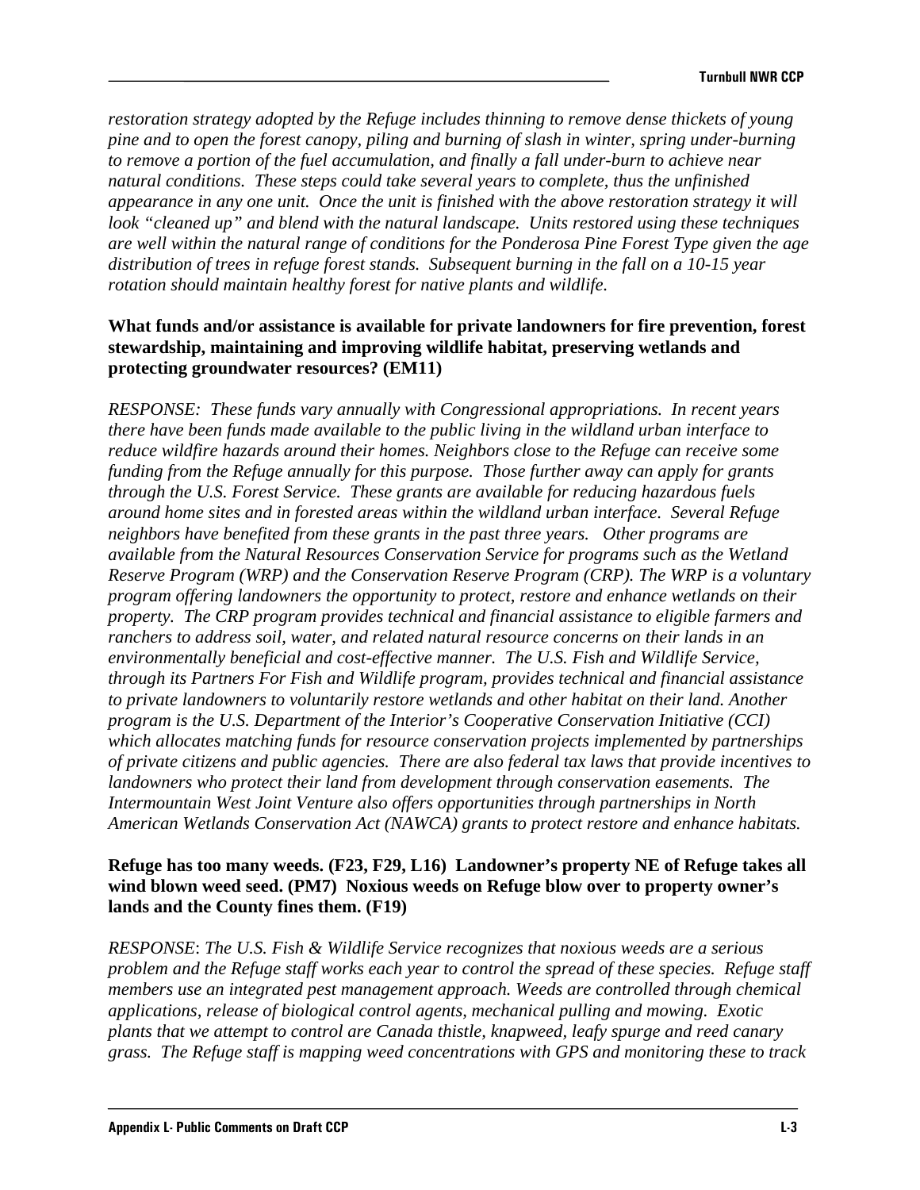*restoration strategy adopted by the Refuge includes thinning to remove dense thickets of young pine and to open the forest canopy, piling and burning of slash in winter, spring under-burning to remove a portion of the fuel accumulation, and finally a fall under-burn to achieve near natural conditions. These steps could take several years to complete, thus the unfinished appearance in any one unit. Once the unit is finished with the above restoration strategy it will look "cleaned up" and blend with the natural landscape. Units restored using these techniques are well within the natural range of conditions for the Ponderosa Pine Forest Type given the age distribution of trees in refuge forest stands. Subsequent burning in the fall on a 10-15 year rotation should maintain healthy forest for native plants and wildlife.*

**What funds and/or assistance is available for private landowners for fire prevention, forest stewardship, maintaining and improving wildlife habitat, preserving wetlands and protecting groundwater resources? (EM11)**

*RESPONSE: These funds vary annually with Congressional appropriations. In recent years there have been funds made available to the public living in the wildland urban interface to reduce wildfire hazards around their homes. Neighbors close to the Refuge can receive some funding from the Refuge annually for this purpose. Those further away can apply for grants through the U.S. Forest Service. These grants are available for reducing hazardous fuels around home sites and in forested areas within the wildland urban interface. Several Refuge neighbors have benefited from these grants in the past three years. Other programs are available from the Natural Resources Conservation Service for programs such as the Wetland Reserve Program (WRP) and the Conservation Reserve Program (CRP). The WRP is a voluntary program offering landowners the opportunity to protect, restore and enhance wetlands on their property. The CRP program provides technical and financial assistance to eligible farmers and ranchers to address soil, water, and related natural resource concerns on their lands in an environmentally beneficial and cost-effective manner. The U.S. Fish and Wildlife Service, through its Partners For Fish and Wildlife program, provides technical and financial assistance to private landowners to voluntarily restore wetlands and other habitat on their land. Another program is the U.S. Department of the Interior's Cooperative Conservation Initiative (CCI) which allocates matching funds for resource conservation projects implemented by partnerships of private citizens and public agencies. There are also federal tax laws that provide incentives to landowners who protect their land from development through conservation easements. The Intermountain West Joint Venture also offers opportunities through partnerships in North American Wetlands Conservation Act (NAWCA) grants to protect restore and enhance habitats.*

**Refuge has too many weeds. (F23, F29, L16) Landowner's property NE of Refuge takes all wind blown weed seed. (PM7) Noxious weeds on Refuge blow over to property owner's lands and the County fines them. (F19)**

*RESPONSE*: *The U.S. Fish & Wildlife Service recognizes that noxious weeds are a serious problem and the Refuge staff works each year to control the spread of these species. Refuge staff members use an integrated pest management approach. Weeds are controlled through chemical applications, release of biological control agents, mechanical pulling and mowing. Exotic plants that we attempt to control are Canada thistle, knapweed, leafy spurge and reed canary grass. The Refuge staff is mapping weed concentrations with GPS and monitoring these to track*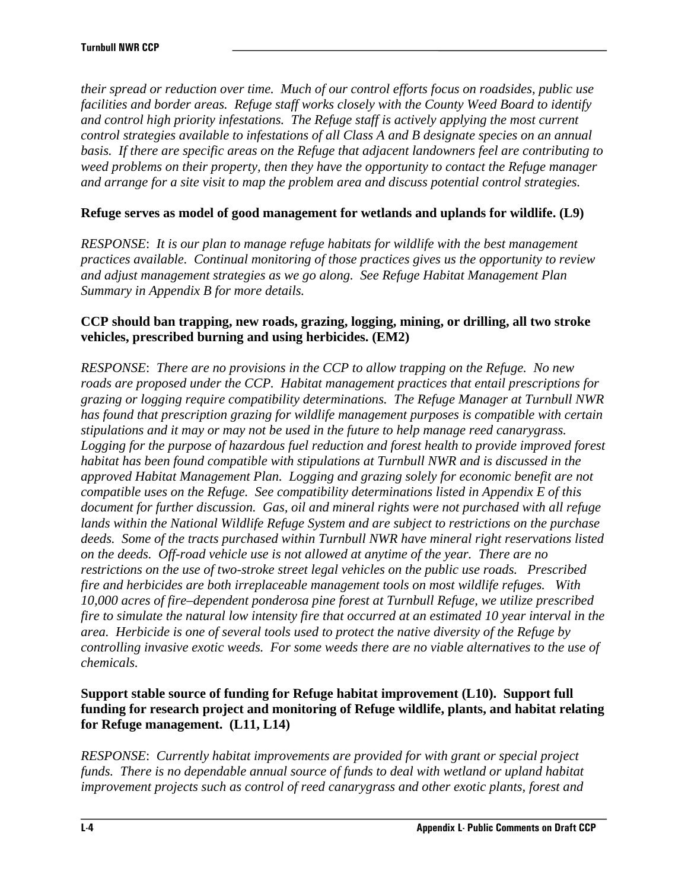*their spread or reduction over time. Much of our control efforts focus on roadsides, public use facilities and border areas. Refuge staff works closely with the County Weed Board to identify and control high priority infestations. The Refuge staff is actively applying the most current control strategies available to infestations of all Class A and B designate species on an annual basis. If there are specific areas on the Refuge that adjacent landowners feel are contributing to weed problems on their property, then they have the opportunity to contact the Refuge manager and arrange for a site visit to map the problem area and discuss potential control strategies.*

**Refuge serves as model of good management for wetlands and uplands for wildlife. (L9)**

*RESPONSE*: *It is our plan to manage refuge habitats for wildlife with the best management practices available. Continual monitoring of those practices gives us the opportunity to review and adjust management strategies as we go along. See Refuge Habitat Management Plan Summary in Appendix B for more details.*

**CCP should ban trapping, new roads, grazing, logging, mining, or drilling, all two stroke vehicles, prescribed burning and using herbicides. (EM2)**

*RESPONSE*: *There are no provisions in the CCP to allow trapping on the Refuge. No new roads are proposed under the CCP. Habitat management practices that entail prescriptions for grazing or logging require compatibility determinations. The Refuge Manager at Turnbull NWR has found that prescription grazing for wildlife management purposes is compatible with certain stipulations and it may or may not be used in the future to help manage reed canarygrass. Logging for the purpose of hazardous fuel reduction and forest health to provide improved forest habitat has been found compatible with stipulations at Turnbull NWR and is discussed in the approved Habitat Management Plan. Logging and grazing solely for economic benefit are not compatible uses on the Refuge. See compatibility determinations listed in Appendix E of this document for further discussion. Gas, oil and mineral rights were not purchased with all refuge lands within the National Wildlife Refuge System and are subject to restrictions on the purchase deeds. Some of the tracts purchased within Turnbull NWR have mineral right reservations listed on the deeds. Off-road vehicle use is not allowed at anytime of the year. There are no restrictions on the use of two-stroke street legal vehicles on the public use roads. Prescribed fire and herbicides are both irreplaceable management tools on most wildlife refuges. With 10,000 acres of fire–dependent ponderosa pine forest at Turnbull Refuge, we utilize prescribed fire to simulate the natural low intensity fire that occurred at an estimated 10 year interval in the area. Herbicide is one of several tools used to protect the native diversity of the Refuge by controlling invasive exotic weeds. For some weeds there are no viable alternatives to the use of chemicals.*

**Support stable source of funding for Refuge habitat improvement (L10). Support full funding for research project and monitoring of Refuge wildlife, plants, and habitat relating for Refuge management. (L11, L14)**

*RESPONSE*: *Currently habitat improvements are provided for with grant or special project funds. There is no dependable annual source of funds to deal with wetland or upland habitat improvement projects such as control of reed canarygrass and other exotic plants, forest and*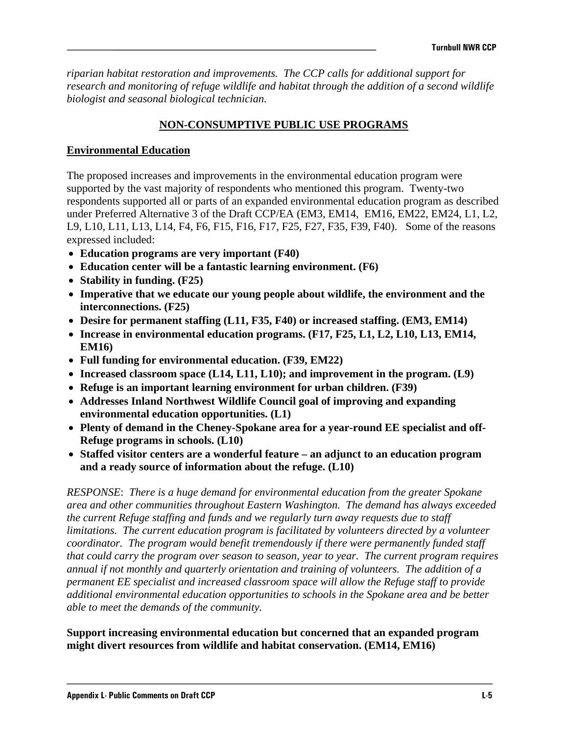*riparian habitat restoration and improvements. The CCP calls for additional support for research and monitoring of refuge wildlife and habitat through the addition of a second wildlife biologist and seasonal biological technician.*

## NON-CONSUMPTIVE PUBLIC USE PROGRAMS

### Environmental Education

The proposed increases and improvements in the environmental education program were supported by the vast majority of respondents who mentioned this program. Twenty-two respondents supported all or parts of an expanded environmental education program as described under Preferred Alternative 3 of the Draft CCP/EA (EM3, EM14, EM16, EM22, EM24, L1, L2, L9, L10, L11, L13, L14, F4, F6, F15, F16, F17, F25, F27, F35, F39, F40). Some of the reasons expressed included:

- **Education programs are very important (F40)**
- **Education center will be a fantastic learning environment. (F6)**
- **Stability in funding. (F25)**
- **Imperative that we educate our young people about wildlife, the environment and the interconnections. (F25)**
- **Desire for permanent staffing (L11, F35, F40) or increased staffing. (EM3, EM14)**
- **Increase in environmental education programs. (F17, F25, L1, L2, L10, L13, EM14, EM16)**
- **Full funding for environmental education. (F39, EM22)**
- **Increased classroom space (L14, L11, L10); and improvement in the program. (L9)**
- **Refuge is an important learning environment for urban children. (F39)**
- **Addresses Inland Northwest Wildlife Council goal of improving and expanding environmental education opportunities. (L1)**
- **Plenty of demand in the Cheney-Spokane area for a year-round EE specialist and off-Refuge programs in schools. (L10)**
- **Staffed visitor centers are a wonderful feature – an adjunct to an education program and a ready source of information about the refuge. (L10)**

*RESPONSE*: *There is a huge demand for environmental education from the greater Spokane area and other communities throughout Eastern Washington. The demand has always exceeded the current Refuge staffing and funds and we regularly turn away requests due to staff limitations. The current education program is facilitated by volunteers directed by a volunteer coordinator. The program would benefit tremendously if there were permanently funded staff that could carry the program over season to season, year to year. The current program requires annual if not monthly and quarterly orientation and training of volunteers. The addition of a permanent EE specialist and increased classroom space will allow the Refuge staff to provide additional environmental education opportunities to schools in the Spokane area and be better able to meet the demands of the community.*

**Support increasing environmental education but concerned that an expanded program might divert resources from wildlife and habitat conservation. (EM14, EM16)**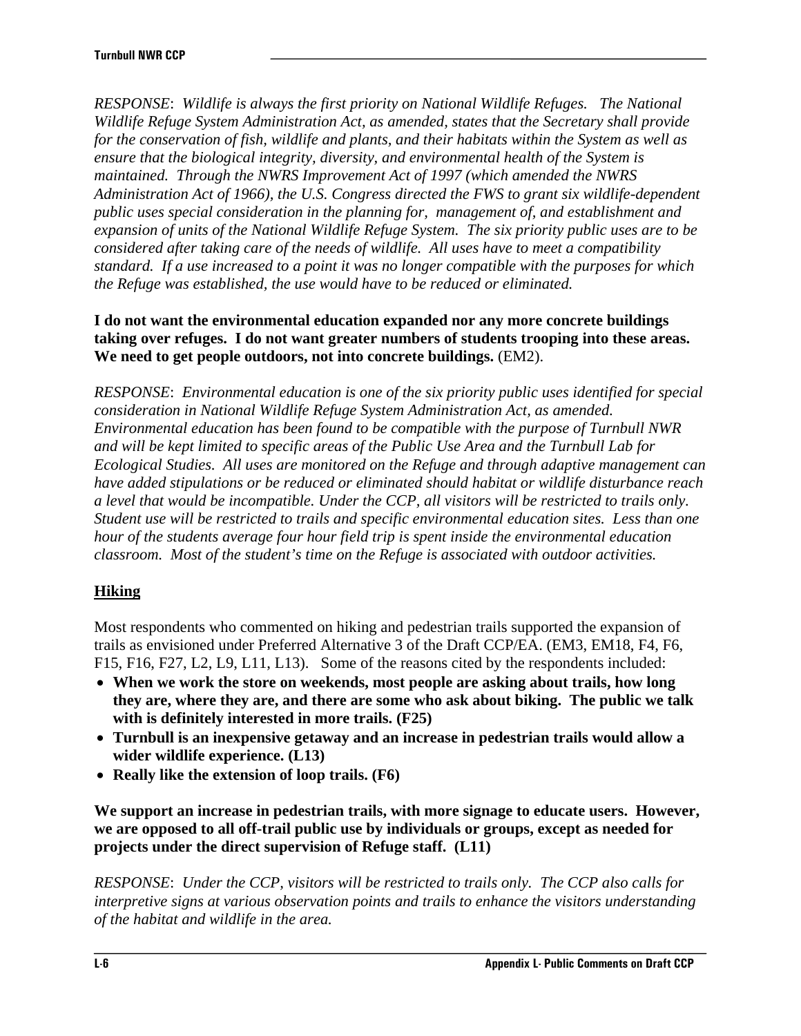*RESPONSE*: *Wildlife is always the first priority on National Wildlife Refuges. The National Wildlife Refuge System Administration Act, as amended, states that the Secretary shall provide for the conservation of fish, wildlife and plants, and their habitats within the System as well as ensure that the biological integrity, diversity, and environmental health of the System is maintained. Through the NWRS Improvement Act of 1997 (which amended the NWRS Administration Act of 1966), the U.S. Congress directed the FWS to grant six wildlife-dependent public uses special consideration in the planning for, management of, and establishment and expansion of units of the National Wildlife Refuge System. The six priority public uses are to be considered after taking care of the needs of wildlife. All uses have to meet a compatibility standard. If a use increased to a point it was no longer compatible with the purposes for which the Refuge was established, the use would have to be reduced or eliminated.*

**I do not want the environmental education expanded nor any more concrete buildings taking over refuges. I do not want greater numbers of students trooping into these areas. We need to get people outdoors, not into concrete buildings.** (EM2).

*RESPONSE*: *Environmental education is one of the six priority public uses identified for special consideration in National Wildlife Refuge System Administration Act, as amended. Environmental education has been found to be compatible with the purpose of Turnbull NWR and will be kept limited to specific areas of the Public Use Area and the Turnbull Lab for Ecological Studies. All uses are monitored on the Refuge and through adaptive management can have added stipulations or be reduced or eliminated should habitat or wildlife disturbance reach a level that would be incompatible. Under the CCP, all visitors will be restricted to trails only. Student use will be restricted to trails and specific environmental education sites. Less than one hour of the students average four hour field trip is spent inside the environmental education classroom. Most of the student's time on the Refuge is associated with outdoor activities.*

## Hiking

Most respondents who commented on hiking and pedestrian trails supported the expansion of trails as envisioned under Preferred Alternative 3 of the Draft CCP/EA. (EM3, EM18, F4, F6, F15, F16, F27, L2, L9, L11, L13). Some of the reasons cited by the respondents included:

- **When we work the store on weekends, most people are asking about trails, how long they are, where they are, and there are some who ask about biking. The public we talk with is definitely interested in more trails. (F25)**
- **Turnbull is an inexpensive getaway and an increase in pedestrian trails would allow a wider wildlife experience. (L13)**
- **Really like the extension of loop trails. (F6)**

**We support an increase in pedestrian trails, with more signage to educate users. However, we are opposed to all off-trail public use by individuals or groups, except as needed for projects under the direct supervision of Refuge staff. (L11)**

*RESPONSE*: *Under the CCP, visitors will be restricted to trails only. The CCP also calls for interpretive signs at various observation points and trails to enhance the visitors understanding of the habitat and wildlife in the area.*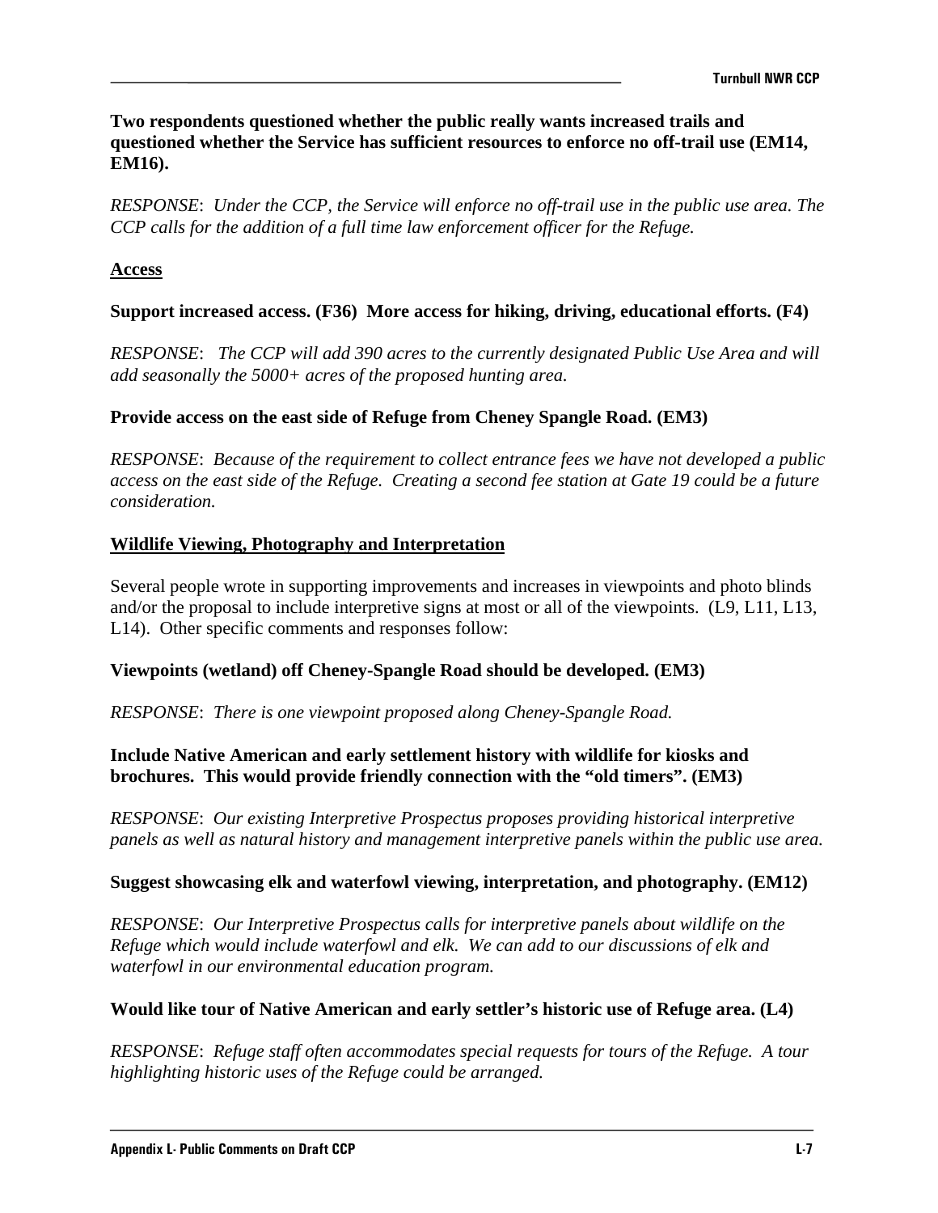**Two respondents questioned whether the public really wants increased trails and questioned whether the Service has sufficient resources to enforce no off-trail use (EM14, EM16).**

*RESPONSE*: *Under the CCP, the Service will enforce no off-trail use in the public use area. The CCP calls for the addition of a full time law enforcement officer for the Refuge.*

**Access**

**Support increased access. (F36) More access for hiking, driving, educational efforts. (F4)**

*RESPONSE*: *The CCP will add 390 acres to the currently designated Public Use Area and will add seasonally the 5000+ acres of the proposed hunting area.*

**Provide access on the east side of Refuge from Cheney Spangle Road. (EM3)**

*RESPONSE*: *Because of the requirement to collect entrance fees we have not developed a public access on the east side of the Refuge. Creating a second fee station at Gate 19 could be a future consideration.*

**Wildlife Viewing, Photography and Interpretation**

Several people wrote in supporting improvements and increases in viewpoints and photo blinds and/or the proposal to include interpretive signs at most or all of the viewpoints. (L9, L11, L13, L14). Other specific comments and responses follow:

**Viewpoints (wetland) off Cheney-Spangle Road should be developed. (EM3)**

*RESPONSE*: *There is one viewpoint proposed along Cheney-Spangle Road.*

**Include Native American and early settlement history with wildlife for kiosks and brochures. This would provide friendly connection with the "old timers". (EM3)**

*RESPONSE*: *Our existing Interpretive Prospectus proposes providing historical interpretive panels as well as natural history and management interpretive panels within the public use area.*

**Suggest showcasing elk and waterfowl viewing, interpretation, and photography. (EM12)**

*RESPONSE*: *Our Interpretive Prospectus calls for interpretive panels about wildlife on the Refuge which would include waterfowl and elk. We can add to our discussions of elk and waterfowl in our environmental education program.*

**Would like tour of Native American and early settler's historic use of Refuge area. (L4)**

*RESPONSE*: *Refuge staff often accommodates special requests for tours of the Refuge. A tour highlighting historic uses of the Refuge could be arranged.*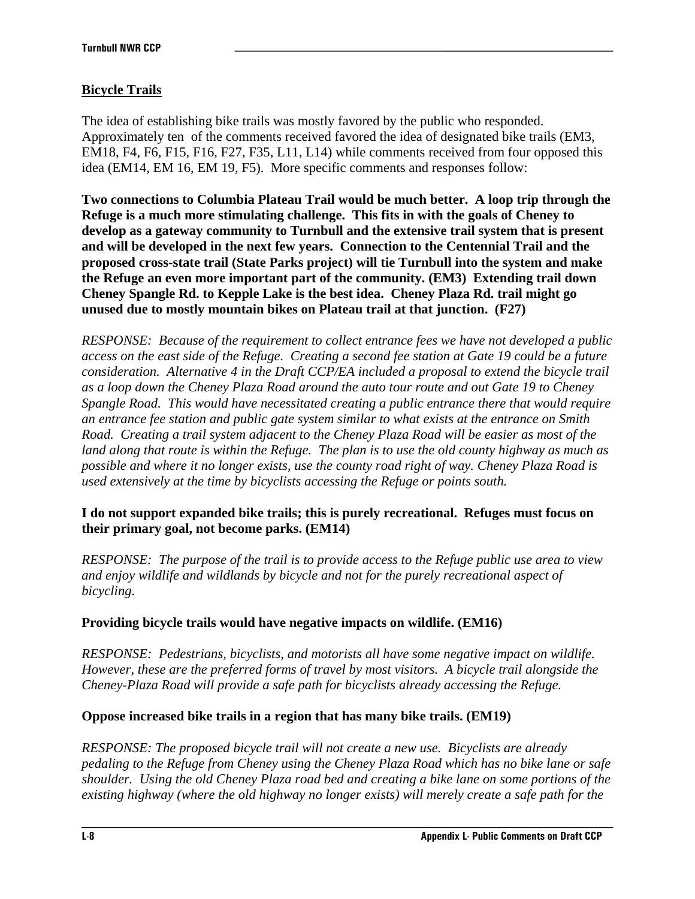**Bicycle Trails**

The idea of establishing bike trails was mostly favored by the public who responded. Approximately ten of the comments received favored the idea of designated bike trails (EM3, EM18, F4, F6, F15, F16, F27, F35, L11, L14) while comments received from four opposed this idea (EM14, EM 16, EM 19, F5). More specific comments and responses follow:

**Two connections to Columbia Plateau Trail would be much better. A loop trip through the Refuge is a much more stimulating challenge. This fits in with the goals of Cheney to develop as a gateway community to Turnbull and the extensive trail system that is present and will be developed in the next few years. Connection to the Centennial Trail and the proposed cross-state trail (State Parks project) will tie Turnbull into the system and make the Refuge an even more important part of the community. (EM3) Extending trail down Cheney Spangle Rd. to Kepple Lake is the best idea. Cheney Plaza Rd. trail might go unused due to mostly mountain bikes on Plateau trail at that junction. (F27)**

*RESPONSE: Because of the requirement to collect entrance fees we have not developed a public access on the east side of the Refuge. Creating a second fee station at Gate 19 could be a future consideration. Alternative 4 in the Draft CCP/EA included a proposal to extend the bicycle trail as a loop down the Cheney Plaza Road around the auto tour route and out Gate 19 to Cheney Spangle Road. This would have necessitated creating a public entrance there that would require an entrance fee station and public gate system similar to what exists at the entrance on Smith Road. Creating a trail system adjacent to the Cheney Plaza Road will be easier as most of the land along that route is within the Refuge. The plan is to use the old county highway as much as possible and where it no longer exists, use the county road right of way. Cheney Plaza Road is used extensively at the time by bicyclists accessing the Refuge or points south.*

**I do not support expanded bike trails; this is purely recreational. Refuges must focus on their primary goal, not become parks. (EM14)**

*RESPONSE: The purpose of the trail is to provide access to the Refuge public use area to view and enjoy wildlife and wildlands by bicycle and not for the purely recreational aspect of bicycling.*

**Providing bicycle trails would have negative impacts on wildlife. (EM16)**

*RESPONSE: Pedestrians, bicyclists, and motorists all have some negative impact on wildlife. However, these are the preferred forms of travel by most visitors. A bicycle trail alongside the Cheney-Plaza Road will provide a safe path for bicyclists already accessing the Refuge.*

**Oppose increased bike trails in a region that has many bike trails. (EM19)**

*RESPONSE: The proposed bicycle trail will not create a new use. Bicyclists are already pedaling to the Refuge from Cheney using the Cheney Plaza Road which has no bike lane or safe shoulder. Using the old Cheney Plaza road bed and creating a bike lane on some portions of the existing highway (where the old highway no longer exists) will merely create a safe path for the*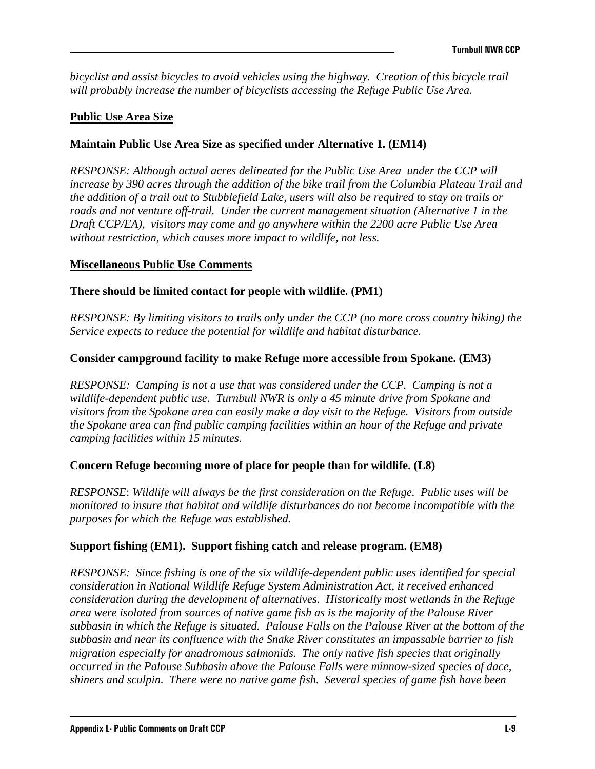*bicyclist and assist bicycles to avoid vehicles using the highway. Creation of this bicycle trail will probably increase the number of bicyclists accessing the Refuge Public Use Area.*

**Public Use Area Size**

**Maintain Public Use Area Size as specified under Alternative 1. (EM14)**

*RESPONSE: Although actual acres delineated for the Public Use Area under the CCP will increase by 390 acres through the addition of the bike trail from the Columbia Plateau Trail and the addition of a trail out to Stubblefield Lake, users will also be required to stay on trails or roads and not venture off-trail. Under the current management situation (Alternative 1 in the Draft CCP/EA), visitors may come and go anywhere within the 2200 acre Public Use Area without restriction, which causes more impact to wildlife, not less.*

**Miscellaneous Public Use Comments**

**There should be limited contact for people with wildlife. (PM1)**

*RESPONSE: By limiting visitors to trails only under the CCP (no more cross country hiking) the Service expects to reduce the potential for wildlife and habitat disturbance.*

**Consider campground facility to make Refuge more accessible from Spokane. (EM3)**

*RESPONSE: Camping is not a use that was considered under the CCP. Camping is not a wildlife-dependent public use. Turnbull NWR is only a 45 minute drive from Spokane and visitors from the Spokane area can easily make a day visit to the Refuge. Visitors from outside the Spokane area can find public camping facilities within an hour of the Refuge and private camping facilities within 15 minutes.*

**Concern Refuge becoming more of place for people than for wildlife. (L8)**

*RESPONSE: Wildlife will always be the first consideration on the Refuge. Public uses will be monitored to insure that habitat and wildlife disturbances do not become incompatible with the purposes for which the Refuge was established.*

**Support fishing (EM1). Support fishing catch and release program. (EM8)**

*RESPONSE: Since fishing is one of the six wildlife-dependent public uses identified for special consideration in National Wildlife Refuge System Administration Act, it received enhanced consideration during the development of alternatives. Historically most wetlands in the Refuge area were isolated from sources of native game fish as is the majority of the Palouse River subbasin in which the Refuge is situated. Palouse Falls on the Palouse River at the bottom of the subbasin and near its confluence with the Snake River constitutes an impassable barrier to fish migration especially for anadromous salmonids. The only native fish species that originally occurred in the Palouse Subbasin above the Palouse Falls were minnow-sized species of dace, shiners and sculpin. There were no native game fish. Several species of game fish have been*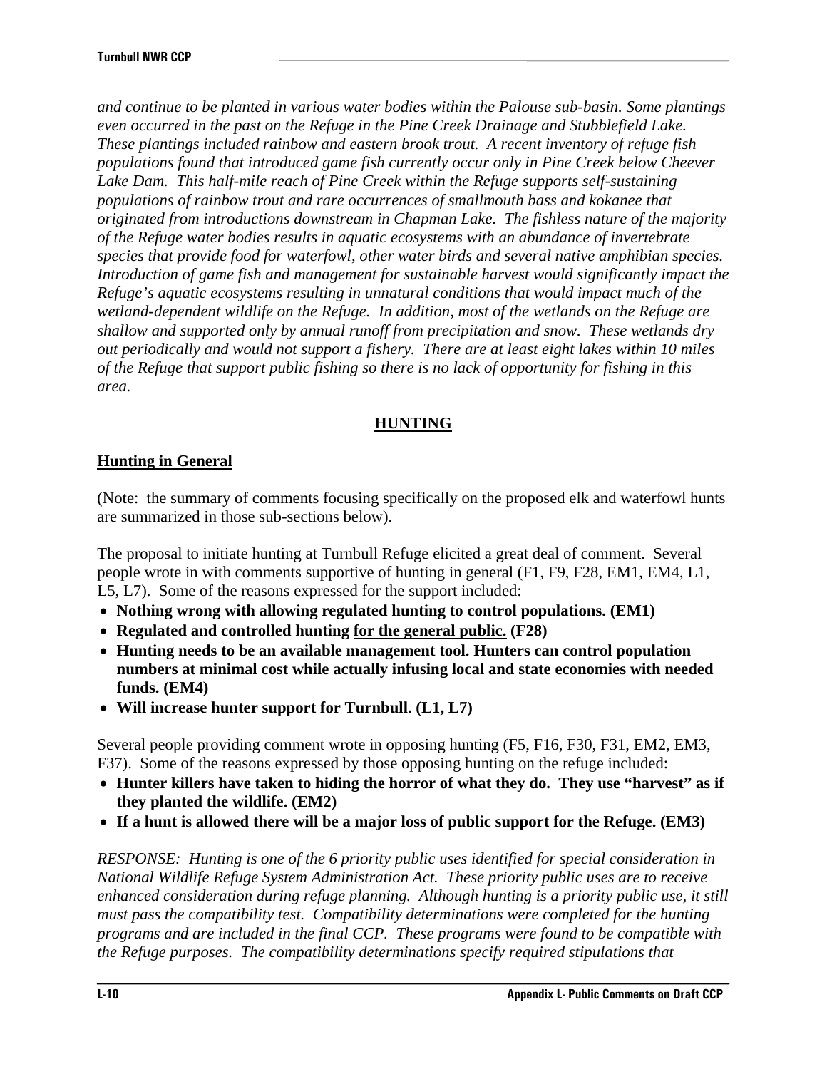*and continue to be planted in various water bodies within the Palouse sub-basin. Some plantings even occurred in the past on the Refuge in the Pine Creek Drainage and Stubblefield Lake. These plantings included rainbow and eastern brook trout. A recent inventory of refuge fish populations found that introduced game fish currently occur only in Pine Creek below Cheever Lake Dam. This half-mile reach of Pine Creek within the Refuge supports self-sustaining populations of rainbow trout and rare occurrences of smallmouth bass and kokanee that originated from introductions downstream in Chapman Lake. The fishless nature of the majority of the Refuge water bodies results in aquatic ecosystems with an abundance of invertebrate species that provide food for waterfowl, other water birds and several native amphibian species. Introduction of game fish and management for sustainable harvest would significantly impact the Refuge's aquatic ecosystems resulting in unnatural conditions that would impact much of the wetland-dependent wildlife on the Refuge. In addition, most of the wetlands on the Refuge are shallow and supported only by annual runoff from precipitation and snow. These wetlands dry out periodically and would not support a fishery. There are at least eight lakes within 10 miles of the Refuge that support public fishing so there is no lack of opportunity for fishing in this area.*

## HUNTING

### Hunting in General

(Note: the summary of comments focusing specifically on the proposed elk and waterfowl hunts are summarized in those sub-sections below).

The proposal to initiate hunting at Turnbull Refuge elicited a great deal of comment. Several people wrote in with comments supportive of hunting in general (F1, F9, F28, EM1, EM4, L1, L5, L7). Some of the reasons expressed for the support included:

- **Nothing wrong with allowing regulated hunting to control populations. (EM1)**
- **Regulated and controlled hunting <u>for the general public.</u> (F28)**
- **Hunting needs to be an available management tool. Hunters can control population numbers at minimal cost while actually infusing local and state economies with needed funds. (EM4)**
- **Will increase hunter support for Turnbull. (L1, L7)**

Several people providing comment wrote in opposing hunting (F5, F16, F30, F31, EM2, EM3, F37). Some of the reasons expressed by those opposing hunting on the refuge included:

- **Hunter killers have taken to hiding the horror of what they do. They use "harvest" as if they planted the wildlife. (EM2)**
- **If a hunt is allowed there will be a major loss of public support for the Refuge. (EM3)**

*RESPONSE: Hunting is one of the 6 priority public uses identified for special consideration in National Wildlife Refuge System Administration Act. These priority public uses are to receive enhanced consideration during refuge planning. Although hunting is a priority public use, it still must pass the compatibility test. Compatibility determinations were completed for the hunting programs and are included in the final CCP. These programs were found to be compatible with the Refuge purposes. The compatibility determinations specify required stipulations that*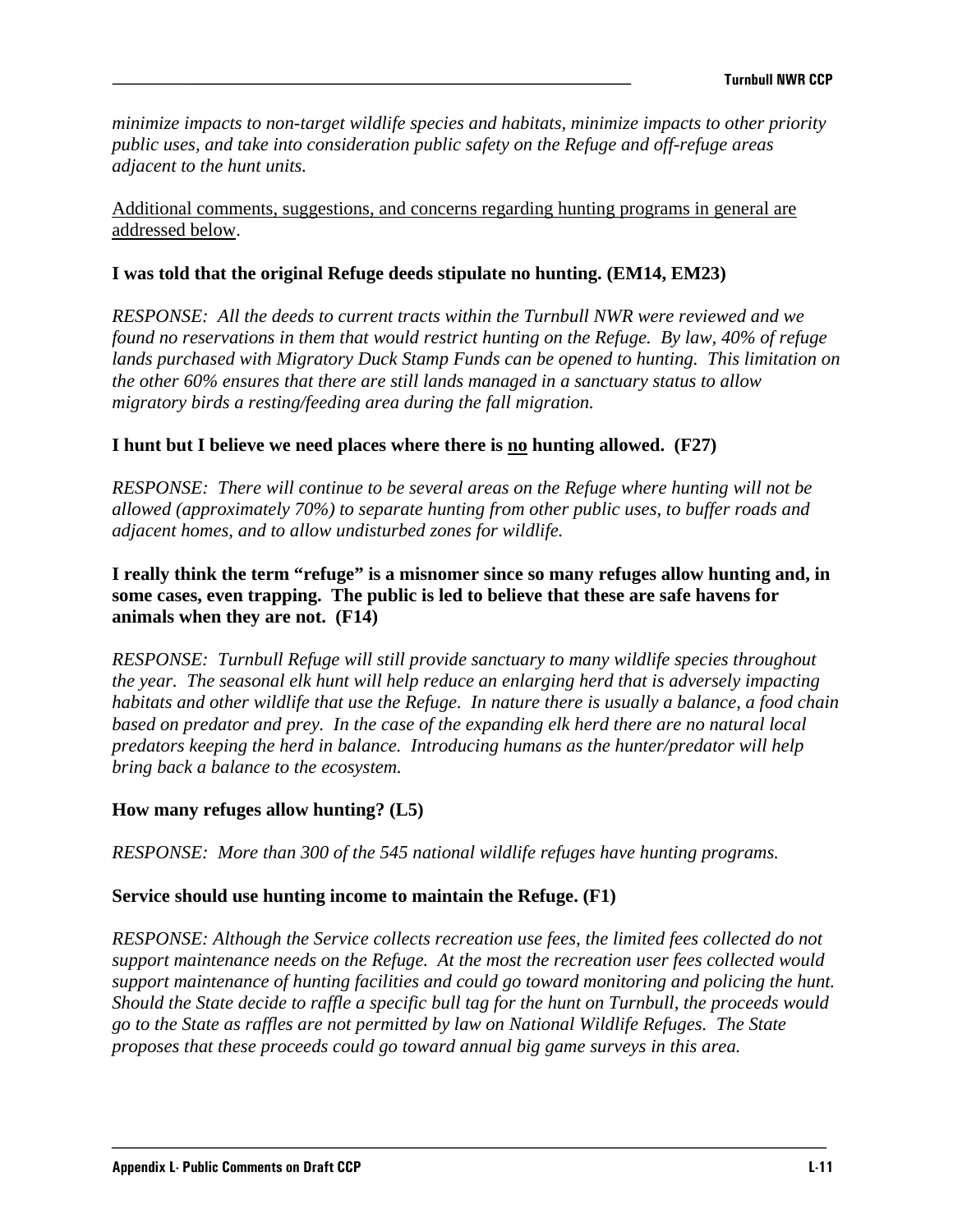*minimize impacts to non-target wildlife species and habitats, minimize impacts to other priority public uses, and take into consideration public safety on the Refuge and off-refuge areas adjacent to the hunt units.*

<u>Additional comments, suggestions, and concerns regarding hunting programs in general are addressed below</u>.

**I was told that the original Refuge deeds stipulate no hunting. (EM14, EM23)**

*RESPONSE: All the deeds to current tracts within the Turnbull NWR were reviewed and we found no reservations in them that would restrict hunting on the Refuge. By law, 40% of refuge lands purchased with Migratory Duck Stamp Funds can be opened to hunting. This limitation on the other 60% ensures that there are still lands managed in a sanctuary status to allow migratory birds a resting/feeding area during the fall migration.*

**I hunt but I believe we need places where there is <u>no</u> hunting allowed. (F27)**

*RESPONSE: There will continue to be several areas on the Refuge where hunting will not be allowed (approximately 70%) to separate hunting from other public uses, to buffer roads and adjacent homes, and to allow undisturbed zones for wildlife.*

**I really think the term "refuge" is a misnomer since so many refuges allow hunting and, in some cases, even trapping. The public is led to believe that these are safe havens for animals when they are not. (F14)**

*RESPONSE: Turnbull Refuge will still provide sanctuary to many wildlife species throughout the year. The seasonal elk hunt will help reduce an enlarging herd that is adversely impacting habitats and other wildlife that use the Refuge. In nature there is usually a balance, a food chain based on predator and prey. In the case of the expanding elk herd there are no natural local predators keeping the herd in balance. Introducing humans as the hunter/predator will help bring back a balance to the ecosystem.*

**How many refuges allow hunting? (L5)**

*RESPONSE: More than 300 of the 545 national wildlife refuges have hunting programs.*

**Service should use hunting income to maintain the Refuge. (F1)**

*RESPONSE: Although the Service collects recreation use fees, the limited fees collected do not support maintenance needs on the Refuge. At the most the recreation user fees collected would support maintenance of hunting facilities and could go toward monitoring and policing the hunt. Should the State decide to raffle a specific bull tag for the hunt on Turnbull, the proceeds would go to the State as raffles are not permitted by law on National Wildlife Refuges. The State proposes that these proceeds could go toward annual big game surveys in this area.*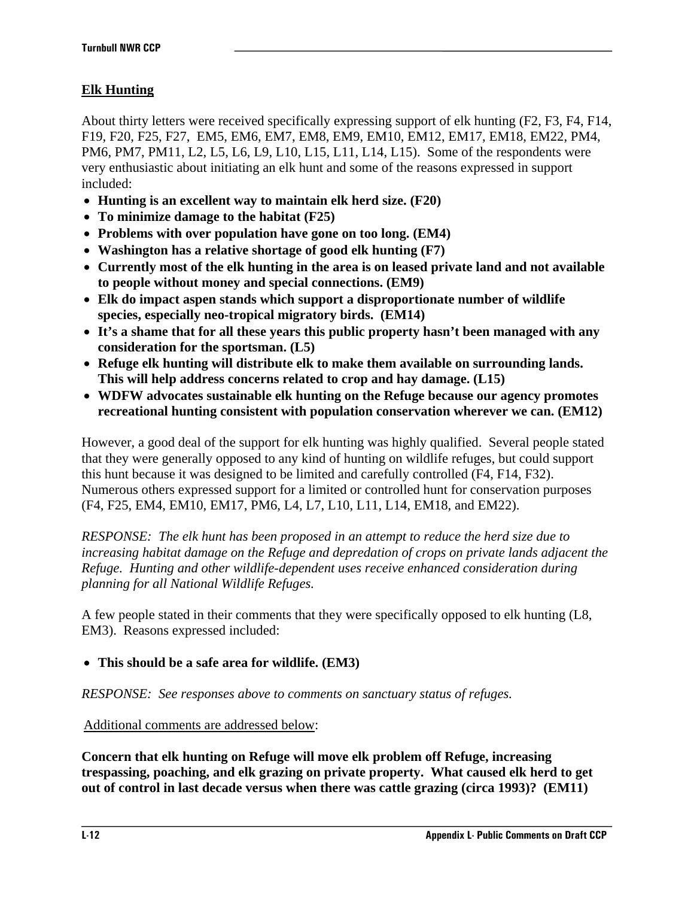**Elk Hunting**

About thirty letters were received specifically expressing support of elk hunting (F2, F3, F4, F14, F19, F20, F25, F27, EM5, EM6, EM7, EM8, EM9, EM10, EM12, EM17, EM18, EM22, PM4, PM6, PM7, PM11, L2, L5, L6, L9, L10, L15, L11, L14, L15). Some of the respondents were very enthusiastic about initiating an elk hunt and some of the reasons expressed in support included:

- **Hunting is an excellent way to maintain elk herd size. (F20)**
- **To minimize damage to the habitat (F25)**
- **Problems with over population have gone on too long. (EM4)**
- **Washington has a relative shortage of good elk hunting (F7)**
- **Currently most of the elk hunting in the area is on leased private land and not available to people without money and special connections. (EM9)**
- **Elk do impact aspen stands which support a disproportionate number of wildlife species, especially neo-tropical migratory birds. (EM14)**
- **It's a shame that for all these years this public property hasn't been managed with any consideration for the sportsman. (L5)**
- **Refuge elk hunting will distribute elk to make them available on surrounding lands. This will help address concerns related to crop and hay damage. (L15)**
- **WDFW advocates sustainable elk hunting on the Refuge because our agency promotes recreational hunting consistent with population conservation wherever we can. (EM12)**

However, a good deal of the support for elk hunting was highly qualified. Several people stated that they were generally opposed to any kind of hunting on wildlife refuges, but could support this hunt because it was designed to be limited and carefully controlled (F4, F14, F32). Numerous others expressed support for a limited or controlled hunt for conservation purposes (F4, F25, EM4, EM10, EM17, PM6, L4, L7, L10, L11, L14, EM18, and EM22).

*RESPONSE: The elk hunt has been proposed in an attempt to reduce the herd size due to increasing habitat damage on the Refuge and depredation of crops on private lands adjacent the Refuge. Hunting and other wildlife-dependent uses receive enhanced consideration during planning for all National Wildlife Refuges.*

A few people stated in their comments that they were specifically opposed to elk hunting (L8, EM3). Reasons expressed included:

- **This should be a safe area for wildlife. (EM3)**

*RESPONSE: See responses above to comments on sanctuary status of refuges.*

Additional comments are addressed below:

**Concern that elk hunting on Refuge will move elk problem off Refuge, increasing trespassing, poaching, and elk grazing on private property. What caused elk herd to get out of control in last decade versus when there was cattle grazing (circa 1993)? (EM11)**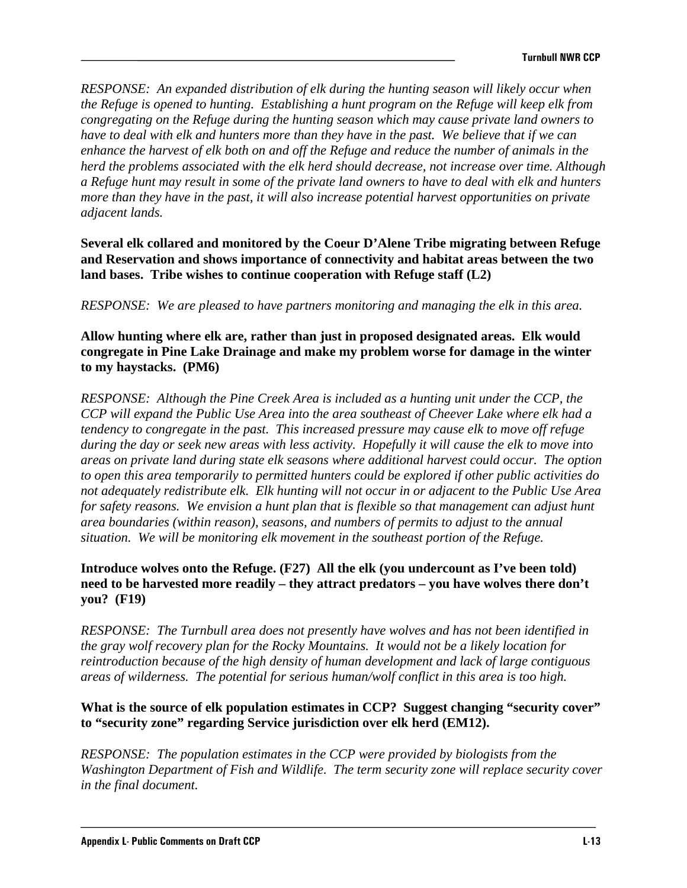*RESPONSE: An expanded distribution of elk during the hunting season will likely occur when the Refuge is opened to hunting. Establishing a hunt program on the Refuge will keep elk from congregating on the Refuge during the hunting season which may cause private land owners to have to deal with elk and hunters more than they have in the past. We believe that if we can enhance the harvest of elk both on and off the Refuge and reduce the number of animals in the herd the problems associated with the elk herd should decrease, not increase over time. Although a Refuge hunt may result in some of the private land owners to have to deal with elk and hunters more than they have in the past, it will also increase potential harvest opportunities on private adjacent lands.*

**Several elk collared and monitored by the Coeur D'Alene Tribe migrating between Refuge and Reservation and shows importance of connectivity and habitat areas between the two land bases. Tribe wishes to continue cooperation with Refuge staff (L2)**

*RESPONSE: We are pleased to have partners monitoring and managing the elk in this area.*

**Allow hunting where elk are, rather than just in proposed designated areas. Elk would congregate in Pine Lake Drainage and make my problem worse for damage in the winter to my haystacks. (PM6)**

*RESPONSE: Although the Pine Creek Area is included as a hunting unit under the CCP, the CCP will expand the Public Use Area into the area southeast of Cheever Lake where elk had a tendency to congregate in the past. This increased pressure may cause elk to move off refuge during the day or seek new areas with less activity. Hopefully it will cause the elk to move into areas on private land during state elk seasons where additional harvest could occur. The option to open this area temporarily to permitted hunters could be explored if other public activities do not adequately redistribute elk. Elk hunting will not occur in or adjacent to the Public Use Area for safety reasons. We envision a hunt plan that is flexible so that management can adjust hunt area boundaries (within reason), seasons, and numbers of permits to adjust to the annual situation. We will be monitoring elk movement in the southeast portion of the Refuge.*

**Introduce wolves onto the Refuge. (F27) All the elk (you undercount as I've been told) need to be harvested more readily – they attract predators – you have wolves there don't you? (F19)**

*RESPONSE: The Turnbull area does not presently have wolves and has not been identified in the gray wolf recovery plan for the Rocky Mountains. It would not be a likely location for reintroduction because of the high density of human development and lack of large contiguous areas of wilderness. The potential for serious human/wolf conflict in this area is too high.*

**What is the source of elk population estimates in CCP? Suggest changing "security cover" to "security zone" regarding Service jurisdiction over elk herd (EM12).**

*RESPONSE: The population estimates in the CCP were provided by biologists from the Washington Department of Fish and Wildlife. The term security zone will replace security cover in the final document.*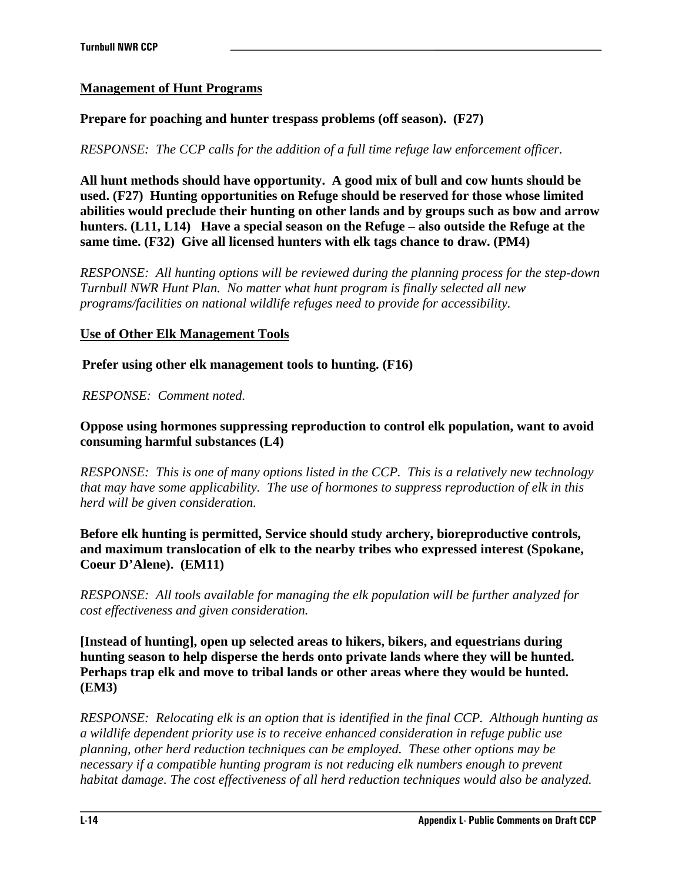**Management of Hunt Programs**

**Prepare for poaching and hunter trespass problems (off season). (F27)**

*RESPONSE: The CCP calls for the addition of a full time refuge law enforcement officer.*

**All hunt methods should have opportunity. A good mix of bull and cow hunts should be used. (F27) Hunting opportunities on Refuge should be reserved for those whose limited abilities would preclude their hunting on other lands and by groups such as bow and arrow hunters. (L11, L14) Have a special season on the Refuge – also outside the Refuge at the same time. (F32) Give all licensed hunters with elk tags chance to draw. (PM4)**

*RESPONSE: All hunting options will be reviewed during the planning process for the step-down Turnbull NWR Hunt Plan. No matter what hunt program is finally selected all new programs/facilities on national wildlife refuges need to provide for accessibility.*

**Use of Other Elk Management Tools**

**Prefer using other elk management tools to hunting. (F16)**

*RESPONSE: Comment noted.*

**Oppose using hormones suppressing reproduction to control elk population, want to avoid consuming harmful substances (L4)**

*RESPONSE: This is one of many options listed in the CCP. This is a relatively new technology that may have some applicability. The use of hormones to suppress reproduction of elk in this herd will be given consideration.*

**Before elk hunting is permitted, Service should study archery, bioreproductive controls, and maximum translocation of elk to the nearby tribes who expressed interest (Spokane, Coeur D'Alene). (EM11)**

*RESPONSE: All tools available for managing the elk population will be further analyzed for cost effectiveness and given consideration.*

**[Instead of hunting], open up selected areas to hikers, bikers, and equestrians during hunting season to help disperse the herds onto private lands where they will be hunted. Perhaps trap elk and move to tribal lands or other areas where they would be hunted. (EM3)**

*RESPONSE: Relocating elk is an option that is identified in the final CCP. Although hunting as a wildlife dependent priority use is to receive enhanced consideration in refuge public use planning, other herd reduction techniques can be employed. These other options may be necessary if a compatible hunting program is not reducing elk numbers enough to prevent habitat damage. The cost effectiveness of all herd reduction techniques would also be analyzed.*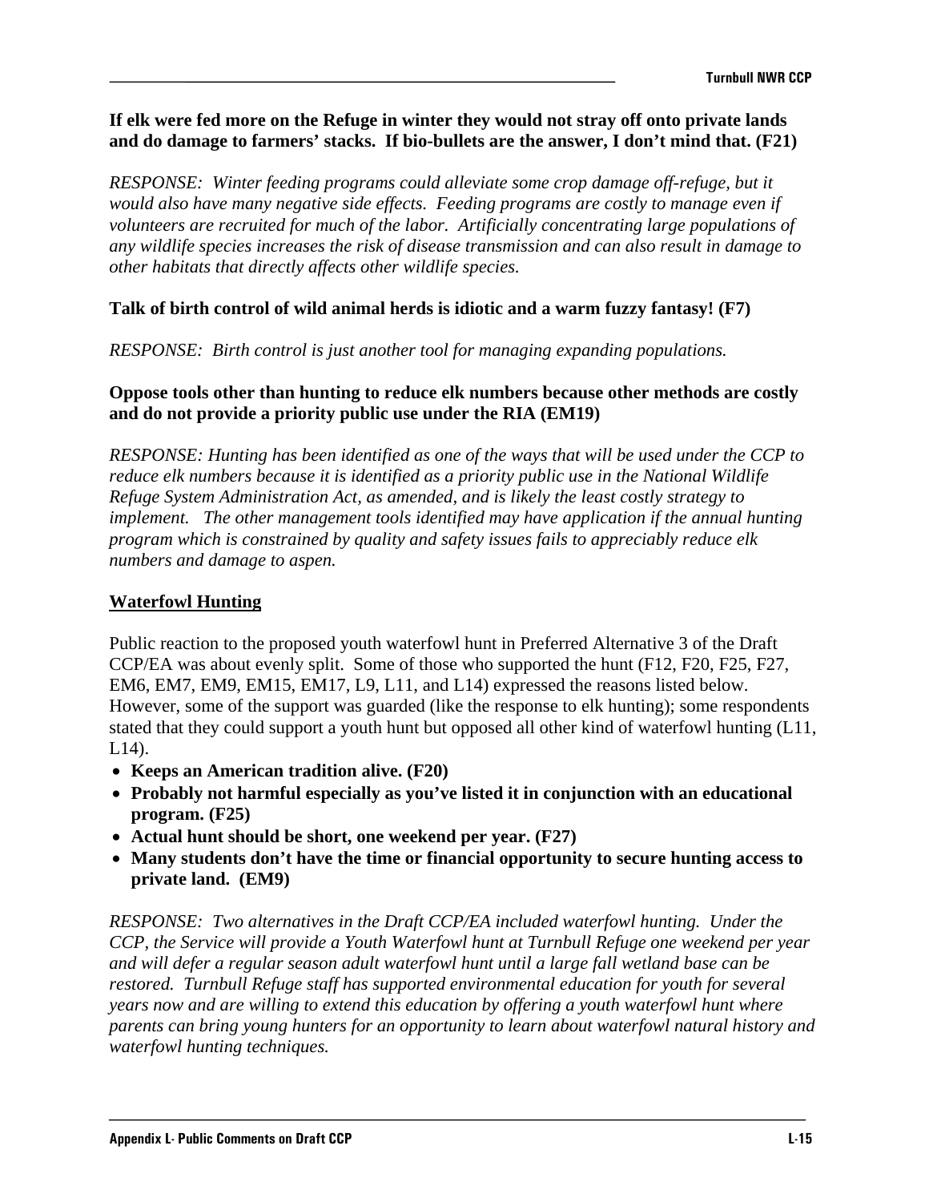**If elk were fed more on the Refuge in winter they would not stray off onto private lands and do damage to farmers' stacks. If bio-bullets are the answer, I don't mind that. (F21)**

*RESPONSE: Winter feeding programs could alleviate some crop damage off-refuge, but it would also have many negative side effects. Feeding programs are costly to manage even if volunteers are recruited for much of the labor. Artificially concentrating large populations of any wildlife species increases the risk of disease transmission and can also result in damage to other habitats that directly affects other wildlife species.*

**Talk of birth control of wild animal herds is idiotic and a warm fuzzy fantasy! (F7)**

*RESPONSE: Birth control is just another tool for managing expanding populations.*

**Oppose tools other than hunting to reduce elk numbers because other methods are costly and do not provide a priority public use under the RIA (EM19)**

*RESPONSE: Hunting has been identified as one of the ways that will be used under the CCP to reduce elk numbers because it is identified as a priority public use in the National Wildlife Refuge System Administration Act, as amended, and is likely the least costly strategy to implement. The other management tools identified may have application if the annual hunting program which is constrained by quality and safety issues fails to appreciably reduce elk numbers and damage to aspen.*

## Waterfowl Hunting

Public reaction to the proposed youth waterfowl hunt in Preferred Alternative 3 of the Draft CCP/EA was about evenly split. Some of those who supported the hunt (F12, F20, F25, F27, EM6, EM7, EM9, EM15, EM17, L9, L11, and L14) expressed the reasons listed below. However, some of the support was guarded (like the response to elk hunting); some respondents stated that they could support a youth hunt but opposed all other kind of waterfowl hunting (L11, L14).

- **Keeps an American tradition alive. (F20)**
- **Probably not harmful especially as you've listed it in conjunction with an educational program. (F25)**
- **Actual hunt should be short, one weekend per year. (F27)**
- **Many students don't have the time or financial opportunity to secure hunting access to private land. (EM9)**

*RESPONSE: Two alternatives in the Draft CCP/EA included waterfowl hunting. Under the CCP, the Service will provide a Youth Waterfowl hunt at Turnbull Refuge one weekend per year and will defer a regular season adult waterfowl hunt until a large fall wetland base can be restored. Turnbull Refuge staff has supported environmental education for youth for several years now and are willing to extend this education by offering a youth waterfowl hunt where parents can bring young hunters for an opportunity to learn about waterfowl natural history and waterfowl hunting techniques.*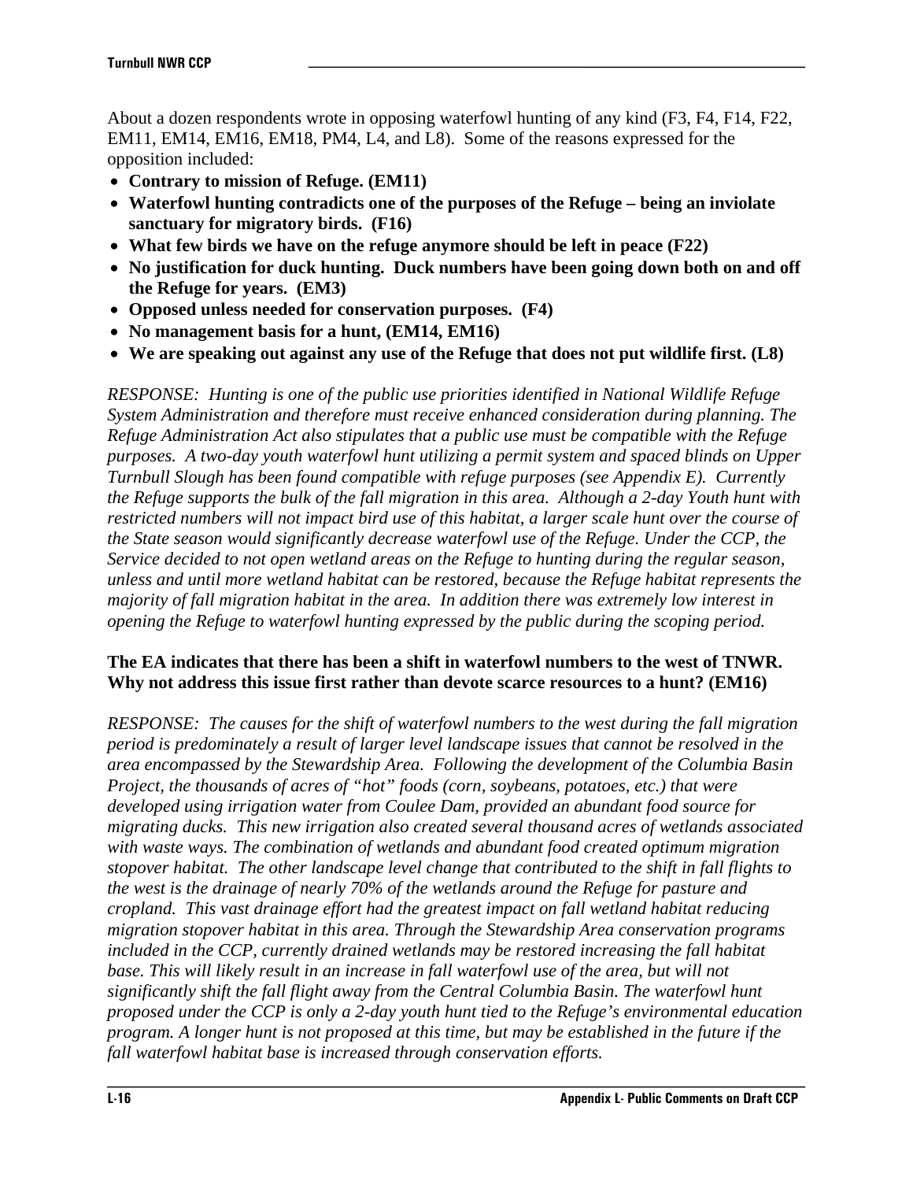About a dozen respondents wrote in opposing waterfowl hunting of any kind (F3, F4, F14, F22, EM11, EM14, EM16, EM18, PM4, L4, and L8). Some of the reasons expressed for the opposition included:

- **Contrary to mission of Refuge. (EM11)**
- **Waterfowl hunting contradicts one of the purposes of the Refuge – being an inviolate sanctuary for migratory birds. (F16)**
- **What few birds we have on the refuge anymore should be left in peace (F22)**
- **No justification for duck hunting. Duck numbers have been going down both on and off the Refuge for years. (EM3)**
- **Opposed unless needed for conservation purposes. (F4)**
- **No management basis for a hunt, (EM14, EM16)**
- **We are speaking out against any use of the Refuge that does not put wildlife first. (L8)**

*RESPONSE: Hunting is one of the public use priorities identified in National Wildlife Refuge System Administration and therefore must receive enhanced consideration during planning. The Refuge Administration Act also stipulates that a public use must be compatible with the Refuge purposes. A two-day youth waterfowl hunt utilizing a permit system and spaced blinds on Upper Turnbull Slough has been found compatible with refuge purposes (see Appendix E). Currently the Refuge supports the bulk of the fall migration in this area. Although a 2-day Youth hunt with restricted numbers will not impact bird use of this habitat, a larger scale hunt over the course of the State season would significantly decrease waterfowl use of the Refuge. Under the CCP, the Service decided to not open wetland areas on the Refuge to hunting during the regular season, unless and until more wetland habitat can be restored, because the Refuge habitat represents the majority of fall migration habitat in the area. In addition there was extremely low interest in opening the Refuge to waterfowl hunting expressed by the public during the scoping period.*

**The EA indicates that there has been a shift in waterfowl numbers to the west of TNWR. Why not address this issue first rather than devote scarce resources to a hunt? (EM16)**

*RESPONSE: The causes for the shift of waterfowl numbers to the west during the fall migration period is predominately a result of larger level landscape issues that cannot be resolved in the area encompassed by the Stewardship Area. Following the development of the Columbia Basin Project, the thousands of acres of "hot" foods (corn, soybeans, potatoes, etc.) that were developed using irrigation water from Coulee Dam, provided an abundant food source for migrating ducks. This new irrigation also created several thousand acres of wetlands associated with waste ways. The combination of wetlands and abundant food created optimum migration stopover habitat. The other landscape level change that contributed to the shift in fall flights to the west is the drainage of nearly 70% of the wetlands around the Refuge for pasture and cropland. This vast drainage effort had the greatest impact on fall wetland habitat reducing migration stopover habitat in this area. Through the Stewardship Area conservation programs included in the CCP, currently drained wetlands may be restored increasing the fall habitat base. This will likely result in an increase in fall waterfowl use of the area, but will not significantly shift the fall flight away from the Central Columbia Basin. The waterfowl hunt proposed under the CCP is only a 2-day youth hunt tied to the Refuge's environmental education program. A longer hunt is not proposed at this time, but may be established in the future if the fall waterfowl habitat base is increased through conservation efforts.*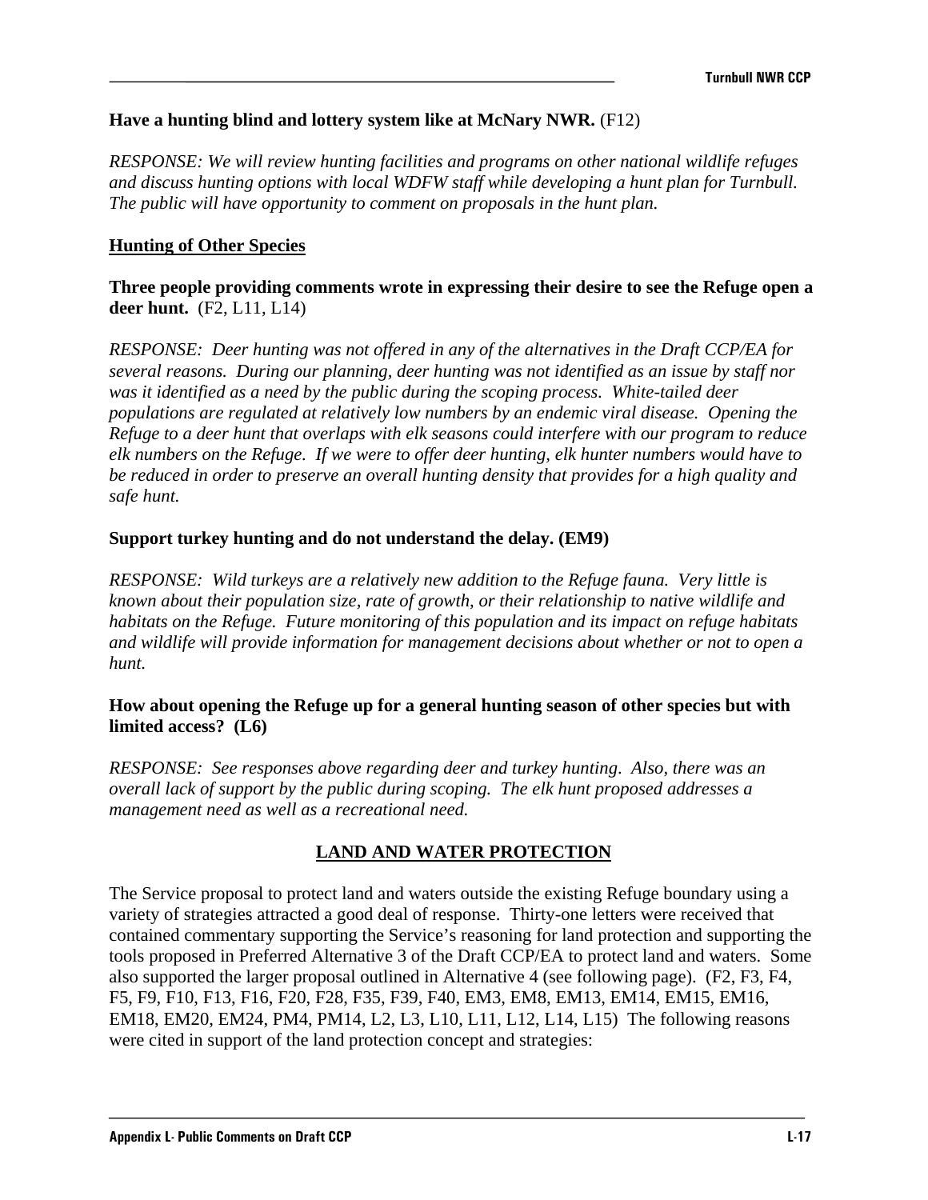**Have a hunting blind and lottery system like at McNary NWR.** (F12)

*RESPONSE: We will review hunting facilities and programs on other national wildlife refuges and discuss hunting options with local WDFW staff while developing a hunt plan for Turnbull. The public will have opportunity to comment on proposals in the hunt plan.*

**Hunting of Other Species**

**Three people providing comments wrote in expressing their desire to see the Refuge open a deer hunt.** (F2, L11, L14)

*RESPONSE: Deer hunting was not offered in any of the alternatives in the Draft CCP/EA for several reasons. During our planning, deer hunting was not identified as an issue by staff nor was it identified as a need by the public during the scoping process. White-tailed deer populations are regulated at relatively low numbers by an endemic viral disease. Opening the Refuge to a deer hunt that overlaps with elk seasons could interfere with our program to reduce elk numbers on the Refuge. If we were to offer deer hunting, elk hunter numbers would have to be reduced in order to preserve an overall hunting density that provides for a high quality and safe hunt.*

**Support turkey hunting and do not understand the delay. (EM9)**

*RESPONSE: Wild turkeys are a relatively new addition to the Refuge fauna. Very little is known about their population size, rate of growth, or their relationship to native wildlife and habitats on the Refuge. Future monitoring of this population and its impact on refuge habitats and wildlife will provide information for management decisions about whether or not to open a hunt.*

**How about opening the Refuge up for a general hunting season of other species but with limited access? (L6)**

*RESPONSE: See responses above regarding deer and turkey hunting. Also, there was an overall lack of support by the public during scoping. The elk hunt proposed addresses a management need as well as a recreational need.*

## LAND AND WATER PROTECTION

The Service proposal to protect land and waters outside the existing Refuge boundary using a variety of strategies attracted a good deal of response. Thirty-one letters were received that contained commentary supporting the Service's reasoning for land protection and supporting the tools proposed in Preferred Alternative 3 of the Draft CCP/EA to protect land and waters. Some also supported the larger proposal outlined in Alternative 4 (see following page). (F2, F3, F4, F5, F9, F10, F13, F16, F20, F28, F35, F39, F40, EM3, EM8, EM13, EM14, EM15, EM16, EM18, EM20, EM24, PM4, PM14, L2, L3, L10, L11, L12, L14, L15) The following reasons were cited in support of the land protection concept and strategies: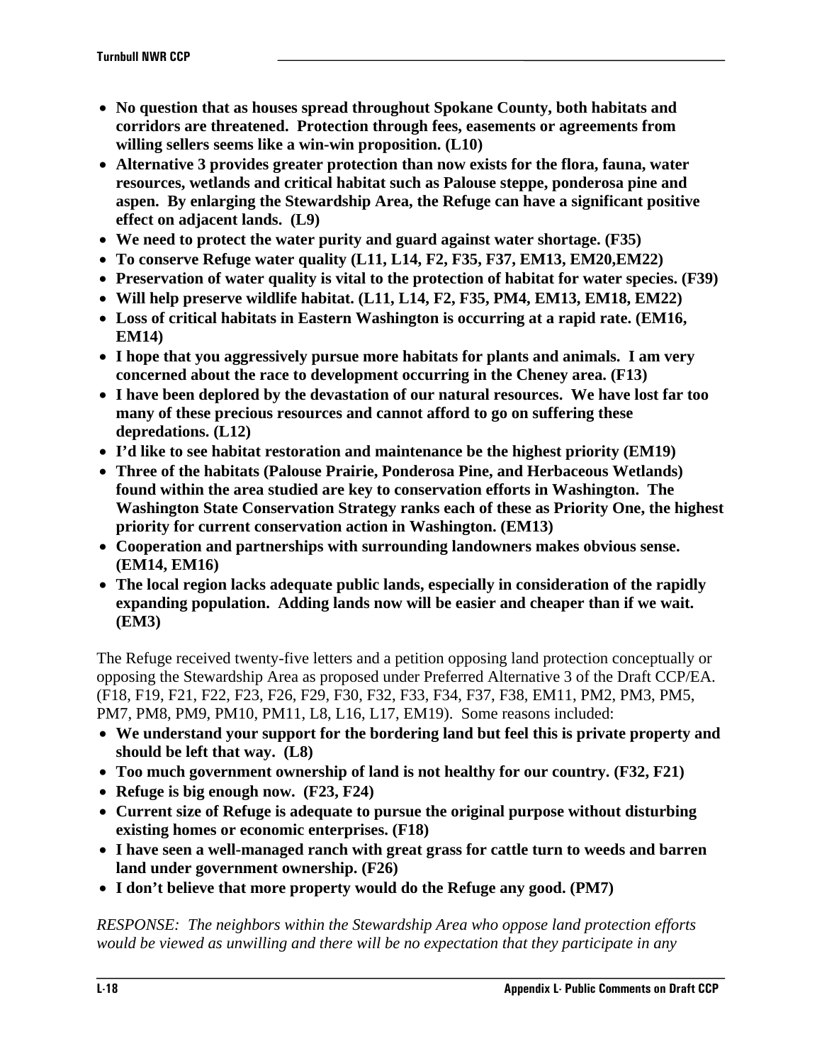- **No question that as houses spread throughout Spokane County, both habitats and corridors are threatened. Protection through fees, easements or agreements from willing sellers seems like a win-win proposition. (L10)**
- **Alternative 3 provides greater protection than now exists for the flora, fauna, water resources, wetlands and critical habitat such as Palouse steppe, ponderosa pine and aspen. By enlarging the Stewardship Area, the Refuge can have a significant positive effect on adjacent lands. (L9)**
- **We need to protect the water purity and guard against water shortage. (F35)**
- **To conserve Refuge water quality (L11, L14, F2, F35, F37, EM13, EM20,EM22)**
- **Preservation of water quality is vital to the protection of habitat for water species. (F39)**
- **Will help preserve wildlife habitat. (L11, L14, F2, F35, PM4, EM13, EM18, EM22)**
- **Loss of critical habitats in Eastern Washington is occurring at a rapid rate. (EM16, EM14)**
- **I hope that you aggressively pursue more habitats for plants and animals. I am very concerned about the race to development occurring in the Cheney area. (F13)**
- **I have been deplored by the devastation of our natural resources. We have lost far too many of these precious resources and cannot afford to go on suffering these depredations. (L12)**
- **I'd like to see habitat restoration and maintenance be the highest priority (EM19)**
- **Three of the habitats (Palouse Prairie, Ponderosa Pine, and Herbaceous Wetlands) found within the area studied are key to conservation efforts in Washington. The Washington State Conservation Strategy ranks each of these as Priority One, the highest priority for current conservation action in Washington. (EM13)**
- **Cooperation and partnerships with surrounding landowners makes obvious sense. (EM14, EM16)**
- **The local region lacks adequate public lands, especially in consideration of the rapidly expanding population. Adding lands now will be easier and cheaper than if we wait. (EM3)**

The Refuge received twenty-five letters and a petition opposing land protection conceptually or opposing the Stewardship Area as proposed under Preferred Alternative 3 of the Draft CCP/EA. (F18, F19, F21, F22, F23, F26, F29, F30, F32, F33, F34, F37, F38, EM11, PM2, PM3, PM5, PM7, PM8, PM9, PM10, PM11, L8, L16, L17, EM19). Some reasons included:

- **We understand your support for the bordering land but feel this is private property and should be left that way. (L8)**
- **Too much government ownership of land is not healthy for our country. (F32, F21)**
- **Refuge is big enough now. (F23, F24)**
- **Current size of Refuge is adequate to pursue the original purpose without disturbing existing homes or economic enterprises. (F18)**
- **I have seen a well-managed ranch with great grass for cattle turn to weeds and barren land under government ownership. (F26)**
- **I don't believe that more property would do the Refuge any good. (PM7)**

*RESPONSE: The neighbors within the Stewardship Area who oppose land protection efforts would be viewed as unwilling and there will be no expectation that they participate in any*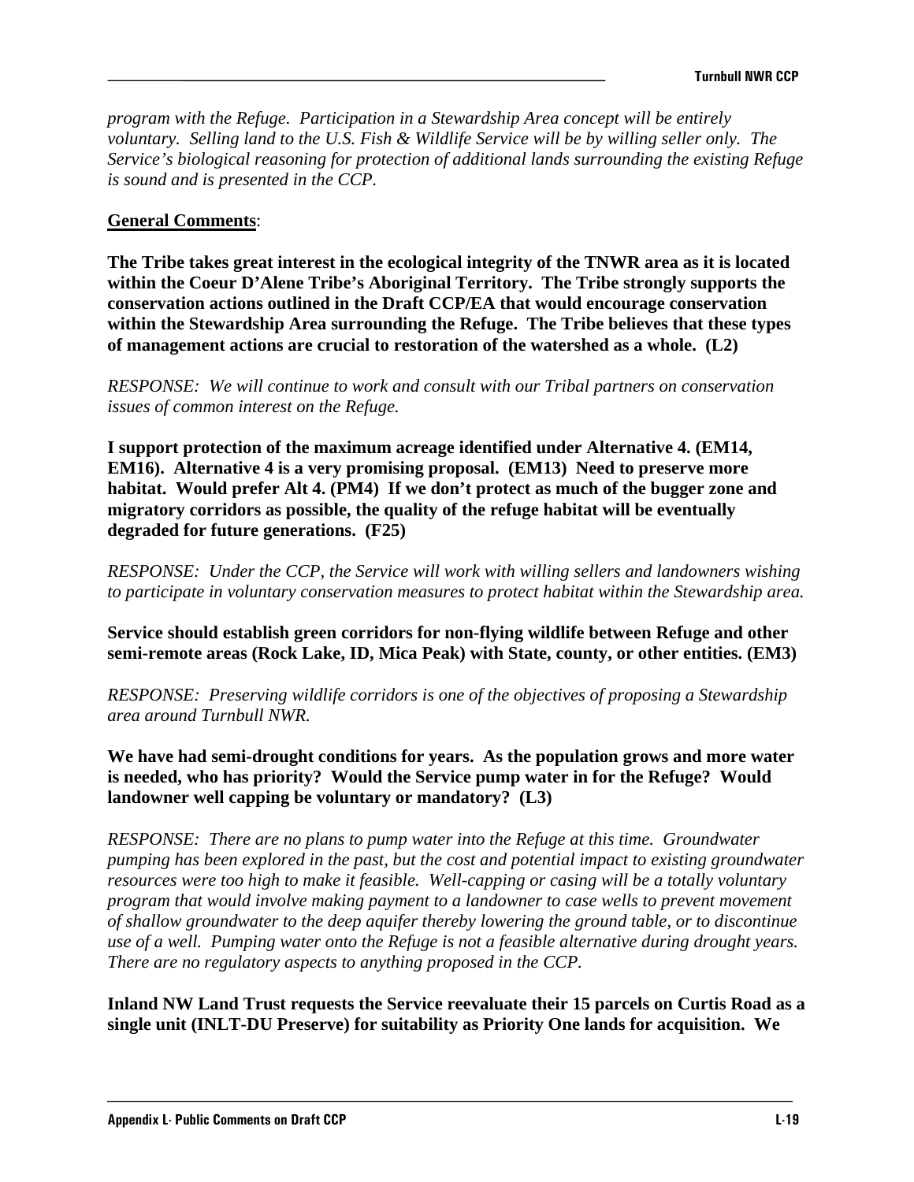*program with the Refuge. Participation in a Stewardship Area concept will be entirely voluntary. Selling land to the U.S. Fish & Wildlife Service will be by willing seller only. The Service's biological reasoning for protection of additional lands surrounding the existing Refuge is sound and is presented in the CCP.*

**General Comments**:

**The Tribe takes great interest in the ecological integrity of the TNWR area as it is located within the Coeur D'Alene Tribe's Aboriginal Territory. The Tribe strongly supports the conservation actions outlined in the Draft CCP/EA that would encourage conservation within the Stewardship Area surrounding the Refuge. The Tribe believes that these types of management actions are crucial to restoration of the watershed as a whole. (L2)**

*RESPONSE: We will continue to work and consult with our Tribal partners on conservation issues of common interest on the Refuge.*

**I support protection of the maximum acreage identified under Alternative 4. (EM14, EM16). Alternative 4 is a very promising proposal. (EM13) Need to preserve more habitat. Would prefer Alt 4. (PM4) If we don't protect as much of the bugger zone and migratory corridors as possible, the quality of the refuge habitat will be eventually degraded for future generations. (F25)**

*RESPONSE: Under the CCP, the Service will work with willing sellers and landowners wishing to participate in voluntary conservation measures to protect habitat within the Stewardship area.*

**Service should establish green corridors for non-flying wildlife between Refuge and other semi-remote areas (Rock Lake, ID, Mica Peak) with State, county, or other entities. (EM3)**

*RESPONSE: Preserving wildlife corridors is one of the objectives of proposing a Stewardship area around Turnbull NWR.*

**We have had semi-drought conditions for years. As the population grows and more water is needed, who has priority? Would the Service pump water in for the Refuge? Would landowner well capping be voluntary or mandatory? (L3)**

*RESPONSE: There are no plans to pump water into the Refuge at this time. Groundwater pumping has been explored in the past, but the cost and potential impact to existing groundwater resources were too high to make it feasible. Well-capping or casing will be a totally voluntary program that would involve making payment to a landowner to case wells to prevent movement of shallow groundwater to the deep aquifer thereby lowering the ground table, or to discontinue use of a well. Pumping water onto the Refuge is not a feasible alternative during drought years. There are no regulatory aspects to anything proposed in the CCP.*

**Inland NW Land Trust requests the Service reevaluate their 15 parcels on Curtis Road as a single unit (INLT-DU Preserve) for suitability as Priority One lands for acquisition. We**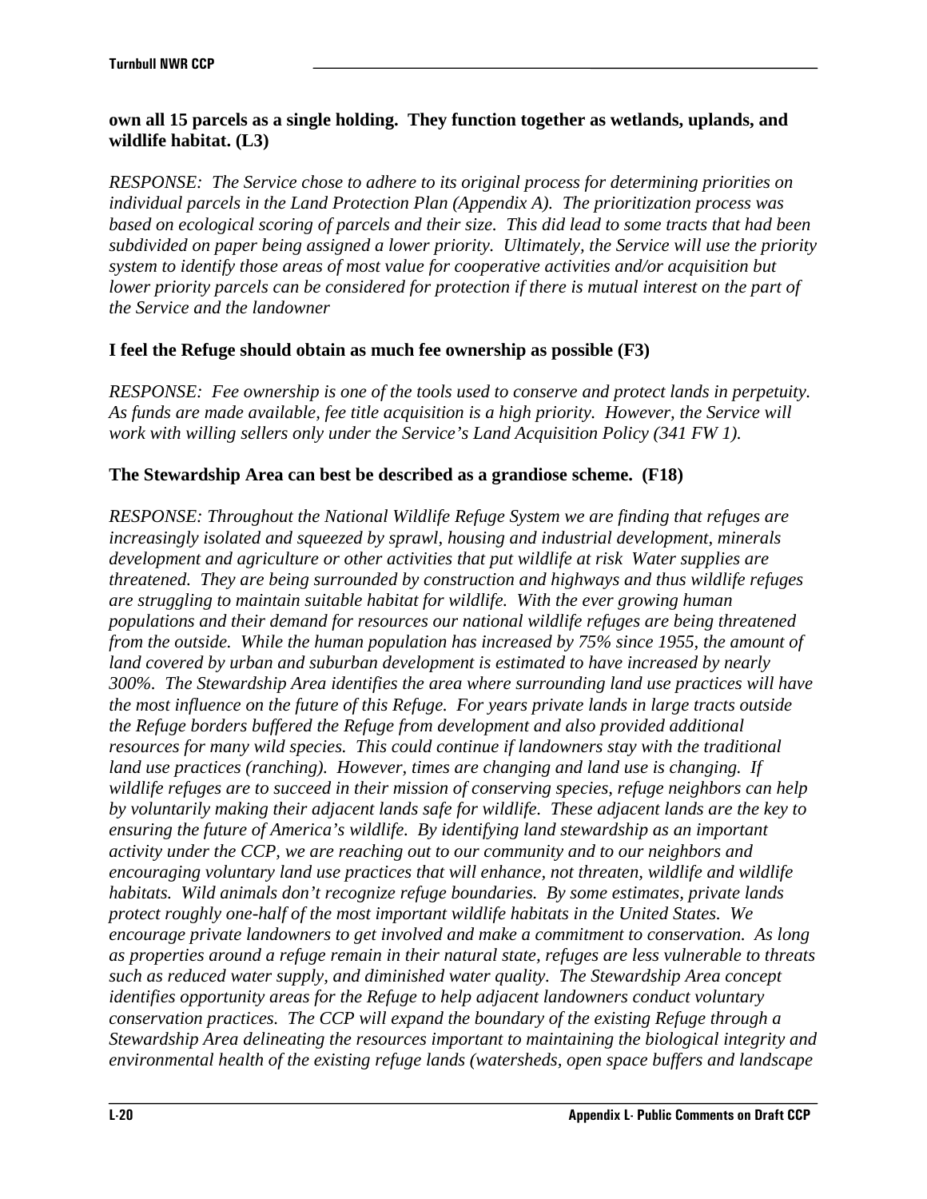**own all 15 parcels as a single holding. They function together as wetlands, uplands, and wildlife habitat. (L3)**

*RESPONSE: The Service chose to adhere to its original process for determining priorities on individual parcels in the Land Protection Plan (Appendix A). The prioritization process was based on ecological scoring of parcels and their size. This did lead to some tracts that had been subdivided on paper being assigned a lower priority. Ultimately, the Service will use the priority system to identify those areas of most value for cooperative activities and/or acquisition but lower priority parcels can be considered for protection if there is mutual interest on the part of the Service and the landowner*

**I feel the Refuge should obtain as much fee ownership as possible (F3)**

*RESPONSE: Fee ownership is one of the tools used to conserve and protect lands in perpetuity. As funds are made available, fee title acquisition is a high priority. However, the Service will work with willing sellers only under the Service's Land Acquisition Policy (341 FW 1).*

**The Stewardship Area can best be described as a grandiose scheme. (F18)**

*RESPONSE: Throughout the National Wildlife Refuge System we are finding that refuges are increasingly isolated and squeezed by sprawl, housing and industrial development, minerals development and agriculture or other activities that put wildlife at risk Water supplies are threatened. They are being surrounded by construction and highways and thus wildlife refuges are struggling to maintain suitable habitat for wildlife. With the ever growing human populations and their demand for resources our national wildlife refuges are being threatened from the outside. While the human population has increased by 75% since 1955, the amount of land covered by urban and suburban development is estimated to have increased by nearly 300%. The Stewardship Area identifies the area where surrounding land use practices will have the most influence on the future of this Refuge. For years private lands in large tracts outside the Refuge borders buffered the Refuge from development and also provided additional resources for many wild species. This could continue if landowners stay with the traditional land use practices (ranching). However, times are changing and land use is changing. If wildlife refuges are to succeed in their mission of conserving species, refuge neighbors can help by voluntarily making their adjacent lands safe for wildlife. These adjacent lands are the key to ensuring the future of America's wildlife. By identifying land stewardship as an important activity under the CCP, we are reaching out to our community and to our neighbors and encouraging voluntary land use practices that will enhance, not threaten, wildlife and wildlife habitats. Wild animals don't recognize refuge boundaries. By some estimates, private lands protect roughly one-half of the most important wildlife habitats in the United States. We encourage private landowners to get involved and make a commitment to conservation. As long as properties around a refuge remain in their natural state, refuges are less vulnerable to threats such as reduced water supply, and diminished water quality. The Stewardship Area concept identifies opportunity areas for the Refuge to help adjacent landowners conduct voluntary conservation practices. The CCP will expand the boundary of the existing Refuge through a Stewardship Area delineating the resources important to maintaining the biological integrity and environmental health of the existing refuge lands (watersheds, open space buffers and landscape*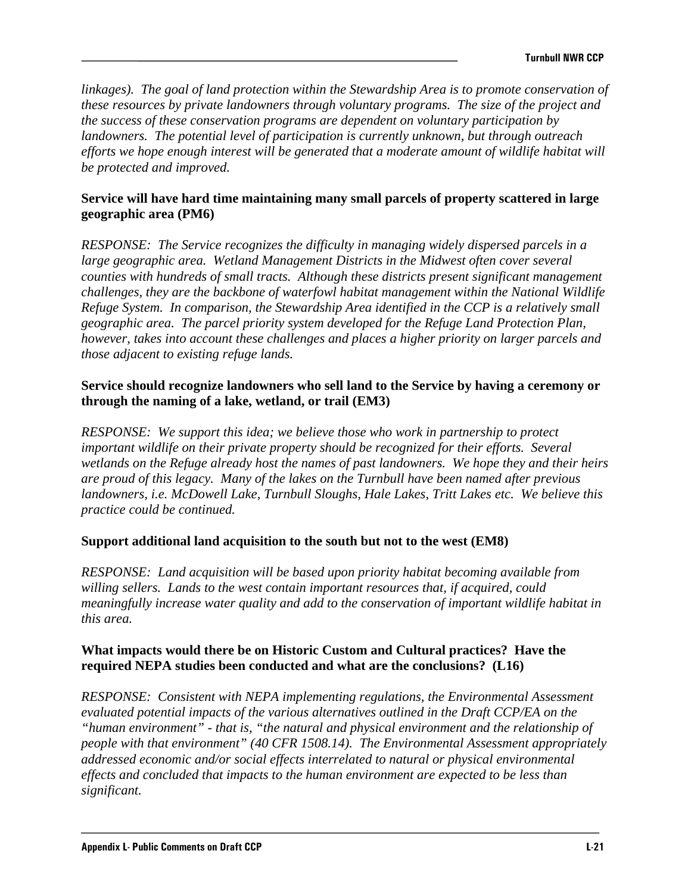*linkages). The goal of land protection within the Stewardship Area is to promote conservation of these resources by private landowners through voluntary programs. The size of the project and the success of these conservation programs are dependent on voluntary participation by landowners. The potential level of participation is currently unknown, but through outreach efforts we hope enough interest will be generated that a moderate amount of wildlife habitat will be protected and improved.*

**Service will have hard time maintaining many small parcels of property scattered in large geographic area (PM6)**

*RESPONSE: The Service recognizes the difficulty in managing widely dispersed parcels in a large geographic area. Wetland Management Districts in the Midwest often cover several counties with hundreds of small tracts. Although these districts present significant management challenges, they are the backbone of waterfowl habitat management within the National Wildlife Refuge System. In comparison, the Stewardship Area identified in the CCP is a relatively small geographic area. The parcel priority system developed for the Refuge Land Protection Plan, however, takes into account these challenges and places a higher priority on larger parcels and those adjacent to existing refuge lands.*

**Service should recognize landowners who sell land to the Service by having a ceremony or through the naming of a lake, wetland, or trail (EM3)**

*RESPONSE: We support this idea; we believe those who work in partnership to protect important wildlife on their private property should be recognized for their efforts. Several wetlands on the Refuge already host the names of past landowners. We hope they and their heirs are proud of this legacy. Many of the lakes on the Turnbull have been named after previous landowners, i.e. McDowell Lake, Turnbull Sloughs, Hale Lakes, Tritt Lakes etc. We believe this practice could be continued.*

**Support additional land acquisition to the south but not to the west (EM8)**

*RESPONSE: Land acquisition will be based upon priority habitat becoming available from willing sellers. Lands to the west contain important resources that, if acquired, could meaningfully increase water quality and add to the conservation of important wildlife habitat in this area.*

**What impacts would there be on Historic Custom and Cultural practices? Have the required NEPA studies been conducted and what are the conclusions? (L16)**

*RESPONSE: Consistent with NEPA implementing regulations, the Environmental Assessment evaluated potential impacts of the various alternatives outlined in the Draft CCP/EA on the "human environment" - that is, "the natural and physical environment and the relationship of people with that environment" (40 CFR 1508.14). The Environmental Assessment appropriately addressed economic and/or social effects interrelated to natural or physical environmental effects and concluded that impacts to the human environment are expected to be less than significant.*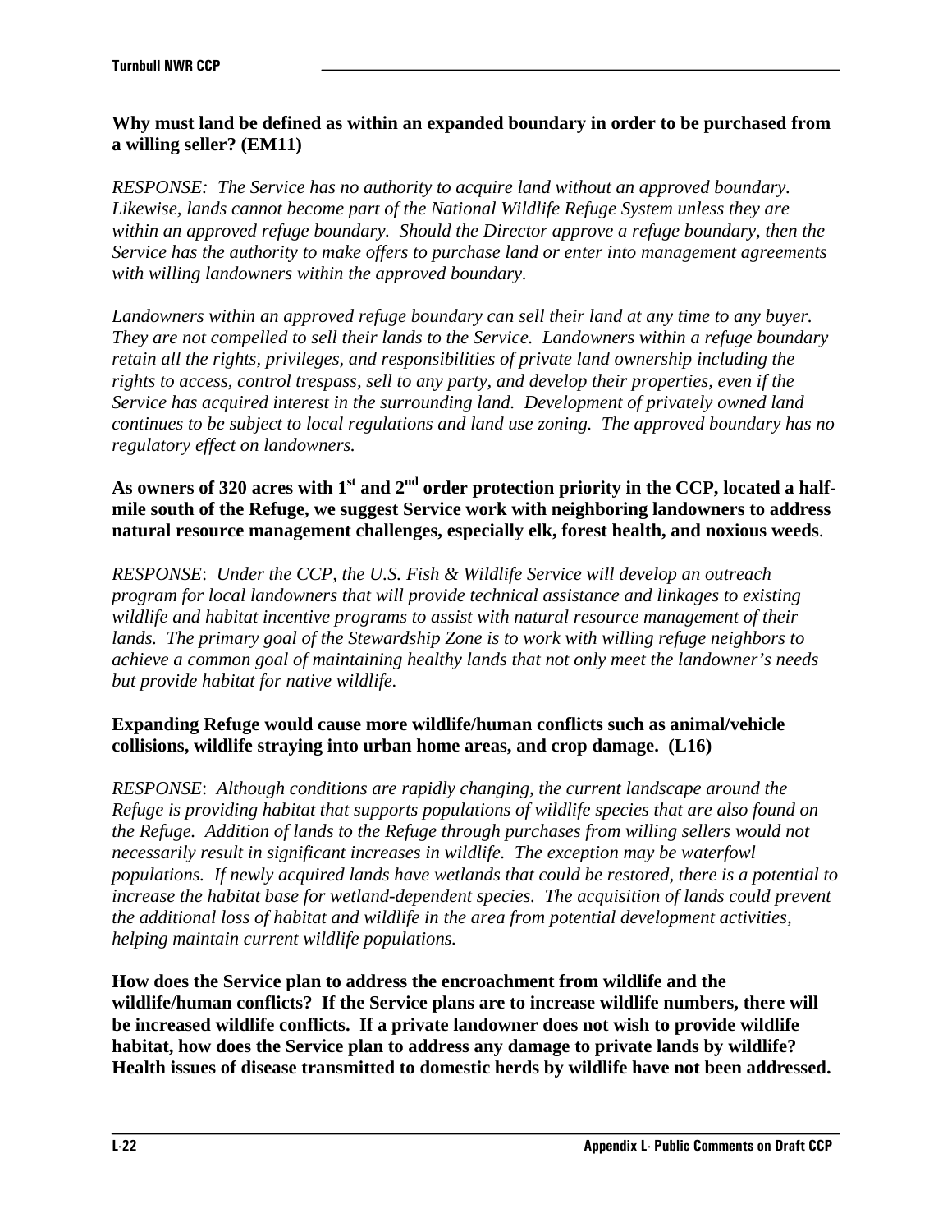**Why must land be defined as within an expanded boundary in order to be purchased from a willing seller? (EM11)**

*RESPONSE: The Service has no authority to acquire land without an approved boundary. Likewise, lands cannot become part of the National Wildlife Refuge System unless they are within an approved refuge boundary. Should the Director approve a refuge boundary, then the Service has the authority to make offers to purchase land or enter into management agreements with willing landowners within the approved boundary.*

*Landowners within an approved refuge boundary can sell their land at any time to any buyer. They are not compelled to sell their lands to the Service. Landowners within a refuge boundary retain all the rights, privileges, and responsibilities of private land ownership including the rights to access, control trespass, sell to any party, and develop their properties, even if the Service has acquired interest in the surrounding land. Development of privately owned land continues to be subject to local regulations and land use zoning. The approved boundary has no regulatory effect on landowners.*

**As owners of 320 acres with 1st and 2nd order protection priority in the CCP, located a half-mile south of the Refuge, we suggest Service work with neighboring landowners to address natural resource management challenges, especially elk, forest health, and noxious weeds**.

*RESPONSE: Under the CCP, the U.S. Fish & Wildlife Service will develop an outreach program for local landowners that will provide technical assistance and linkages to existing wildlife and habitat incentive programs to assist with natural resource management of their lands. The primary goal of the Stewardship Zone is to work with willing refuge neighbors to achieve a common goal of maintaining healthy lands that not only meet the landowner's needs but provide habitat for native wildlife.*

**Expanding Refuge would cause more wildlife/human conflicts such as animal/vehicle collisions, wildlife straying into urban home areas, and crop damage. (L16)**

*RESPONSE: Although conditions are rapidly changing, the current landscape around the Refuge is providing habitat that supports populations of wildlife species that are also found on the Refuge. Addition of lands to the Refuge through purchases from willing sellers would not necessarily result in significant increases in wildlife. The exception may be waterfowl populations. If newly acquired lands have wetlands that could be restored, there is a potential to increase the habitat base for wetland-dependent species. The acquisition of lands could prevent the additional loss of habitat and wildlife in the area from potential development activities, helping maintain current wildlife populations.*

**How does the Service plan to address the encroachment from wildlife and the wildlife/human conflicts? If the Service plans are to increase wildlife numbers, there will be increased wildlife conflicts. If a private landowner does not wish to provide wildlife habitat, how does the Service plan to address any damage to private lands by wildlife? Health issues of disease transmitted to domestic herds by wildlife have not been addressed.**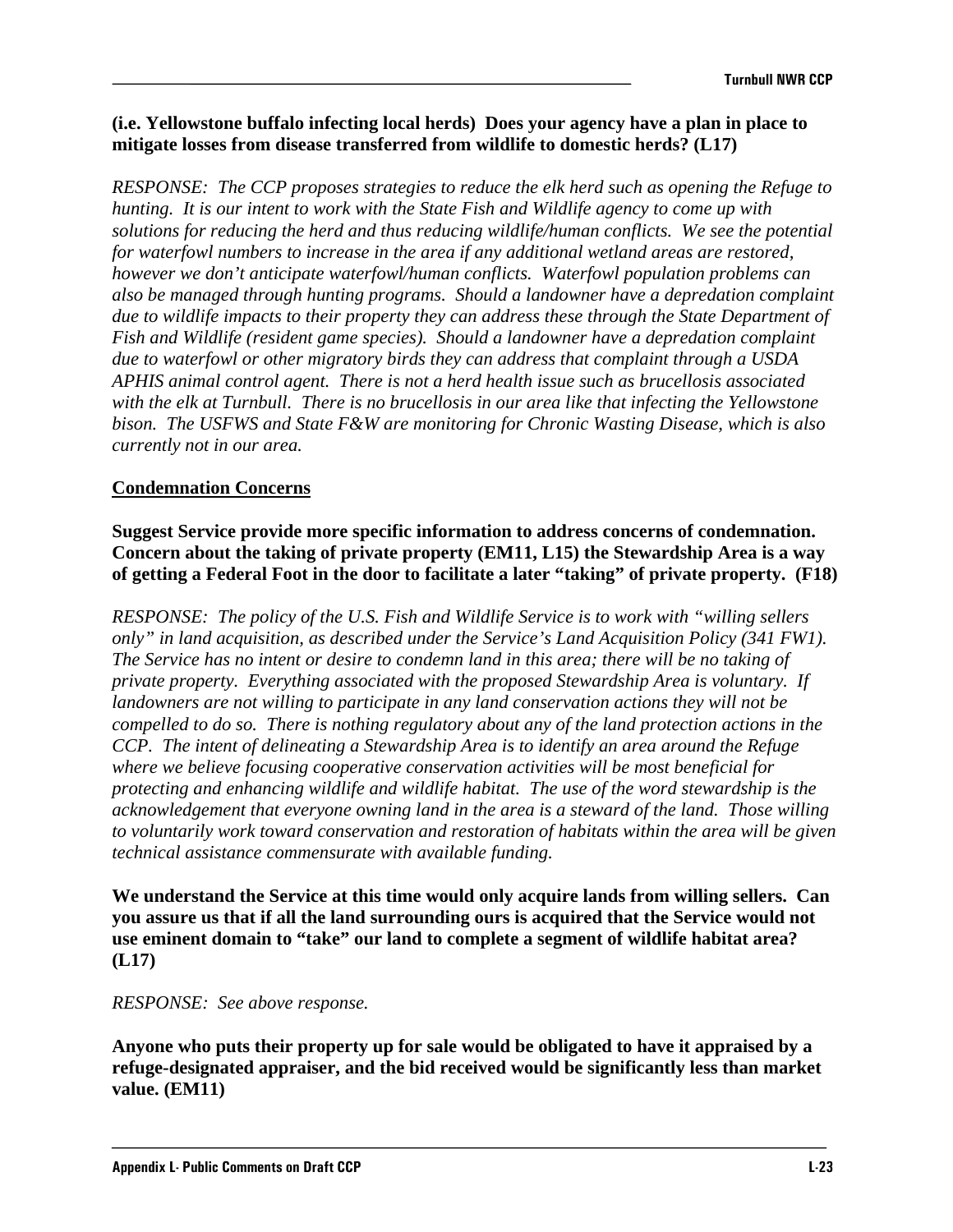**(i.e. Yellowstone buffalo infecting local herds) Does your agency have a plan in place to mitigate losses from disease transferred from wildlife to domestic herds? (L17)**

*RESPONSE: The CCP proposes strategies to reduce the elk herd such as opening the Refuge to hunting. It is our intent to work with the State Fish and Wildlife agency to come up with solutions for reducing the herd and thus reducing wildlife/human conflicts. We see the potential for waterfowl numbers to increase in the area if any additional wetland areas are restored, however we don't anticipate waterfowl/human conflicts. Waterfowl population problems can also be managed through hunting programs. Should a landowner have a depredation complaint due to wildlife impacts to their property they can address these through the State Department of Fish and Wildlife (resident game species). Should a landowner have a depredation complaint due to waterfowl or other migratory birds they can address that complaint through a USDA APHIS animal control agent. There is not a herd health issue such as brucellosis associated with the elk at Turnbull. There is no brucellosis in our area like that infecting the Yellowstone bison. The USFWS and State F&W are monitoring for Chronic Wasting Disease, which is also currently not in our area.*

**Condemnation Concerns**

**Suggest Service provide more specific information to address concerns of condemnation. Concern about the taking of private property (EM11, L15) the Stewardship Area is a way of getting a Federal Foot in the door to facilitate a later "taking" of private property. (F18)**

*RESPONSE: The policy of the U.S. Fish and Wildlife Service is to work with "willing sellers only" in land acquisition, as described under the Service's Land Acquisition Policy (341 FW1). The Service has no intent or desire to condemn land in this area; there will be no taking of private property. Everything associated with the proposed Stewardship Area is voluntary. If landowners are not willing to participate in any land conservation actions they will not be compelled to do so. There is nothing regulatory about any of the land protection actions in the CCP. The intent of delineating a Stewardship Area is to identify an area around the Refuge where we believe focusing cooperative conservation activities will be most beneficial for protecting and enhancing wildlife and wildlife habitat. The use of the word stewardship is the acknowledgement that everyone owning land in the area is a steward of the land. Those willing to voluntarily work toward conservation and restoration of habitats within the area will be given technical assistance commensurate with available funding.*

**We understand the Service at this time would only acquire lands from willing sellers. Can you assure us that if all the land surrounding ours is acquired that the Service would not use eminent domain to "take" our land to complete a segment of wildlife habitat area? (L17)**

*RESPONSE: See above response.*

**Anyone who puts their property up for sale would be obligated to have it appraised by a refuge-designated appraiser, and the bid received would be significantly less than market value. (EM11)**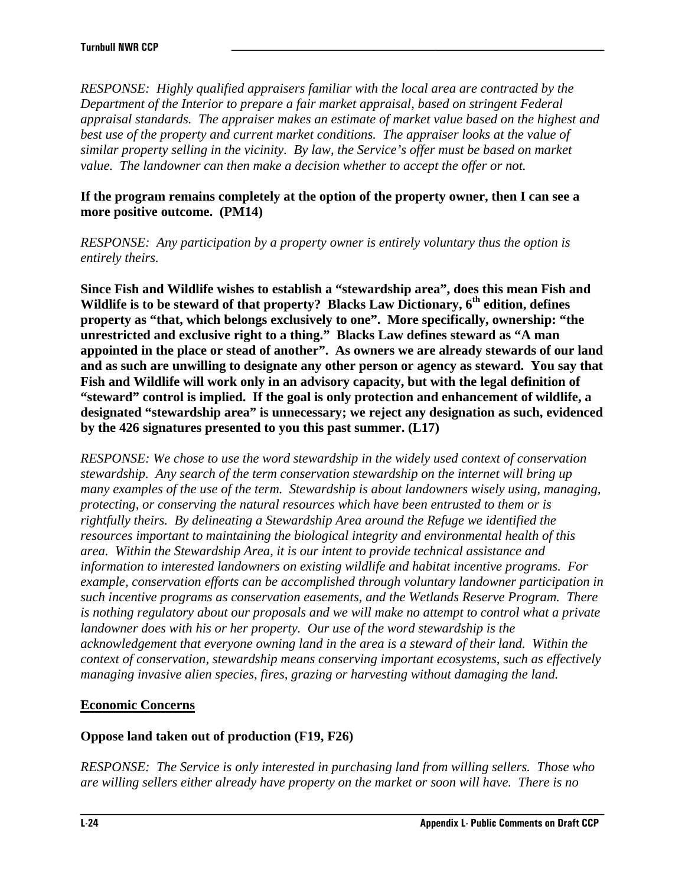*RESPONSE: Highly qualified appraisers familiar with the local area are contracted by the Department of the Interior to prepare a fair market appraisal, based on stringent Federal appraisal standards. The appraiser makes an estimate of market value based on the highest and best use of the property and current market conditions. The appraiser looks at the value of similar property selling in the vicinity. By law, the Service's offer must be based on market value. The landowner can then make a decision whether to accept the offer or not.*

**If the program remains completely at the option of the property owner, then I can see a more positive outcome. (PM14)**

*RESPONSE: Any participation by a property owner is entirely voluntary thus the option is entirely theirs.*

**Since Fish and Wildlife wishes to establish a "stewardship area", does this mean Fish and Wildlife is to be steward of that property? Blacks Law Dictionary, 6th edition, defines property as "that, which belongs exclusively to one". More specifically, ownership: "the unrestricted and exclusive right to a thing." Blacks Law defines steward as "A man appointed in the place or stead of another". As owners we are already stewards of our land and as such are unwilling to designate any other person or agency as steward. You say that Fish and Wildlife will work only in an advisory capacity, but with the legal definition of "steward" control is implied. If the goal is only protection and enhancement of wildlife, a designated "stewardship area" is unnecessary; we reject any designation as such, evidenced by the 426 signatures presented to you this past summer. (L17)**

*RESPONSE: We chose to use the word stewardship in the widely used context of conservation stewardship. Any search of the term conservation stewardship on the internet will bring up many examples of the use of the term. Stewardship is about landowners wisely using, managing, protecting, or conserving the natural resources which have been entrusted to them or is rightfully theirs. By delineating a Stewardship Area around the Refuge we identified the resources important to maintaining the biological integrity and environmental health of this area. Within the Stewardship Area, it is our intent to provide technical assistance and information to interested landowners on existing wildlife and habitat incentive programs. For example, conservation efforts can be accomplished through voluntary landowner participation in such incentive programs as conservation easements, and the Wetlands Reserve Program. There is nothing regulatory about our proposals and we will make no attempt to control what a private landowner does with his or her property. Our use of the word stewardship is the acknowledgement that everyone owning land in the area is a steward of their land. Within the context of conservation, stewardship means conserving important ecosystems, such as effectively managing invasive alien species, fires, grazing or harvesting without damaging the land.*

**Economic Concerns**

**Oppose land taken out of production (F19, F26)**

*RESPONSE: The Service is only interested in purchasing land from willing sellers. Those who are willing sellers either already have property on the market or soon will have. There is no*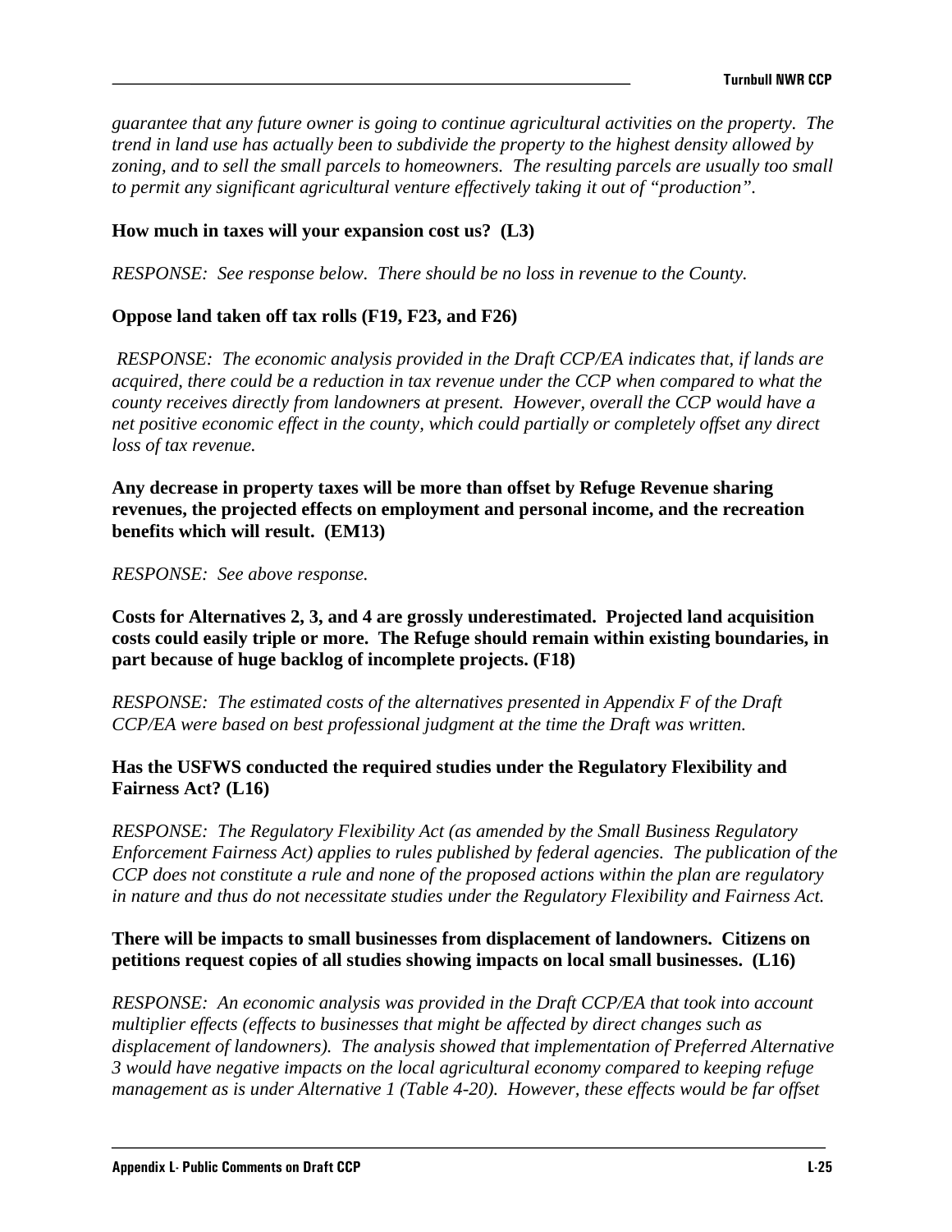*guarantee that any future owner is going to continue agricultural activities on the property. The trend in land use has actually been to subdivide the property to the highest density allowed by zoning, and to sell the small parcels to homeowners. The resulting parcels are usually too small to permit any significant agricultural venture effectively taking it out of "production".*

**How much in taxes will your expansion cost us? (L3)**

*RESPONSE: See response below. There should be no loss in revenue to the County.*

**Oppose land taken off tax rolls (F19, F23, and F26)**

*RESPONSE: The economic analysis provided in the Draft CCP/EA indicates that, if lands are acquired, there could be a reduction in tax revenue under the CCP when compared to what the county receives directly from landowners at present. However, overall the CCP would have a net positive economic effect in the county, which could partially or completely offset any direct loss of tax revenue.*

**Any decrease in property taxes will be more than offset by Refuge Revenue sharing revenues, the projected effects on employment and personal income, and the recreation benefits which will result. (EM13)**

*RESPONSE: See above response.*

**Costs for Alternatives 2, 3, and 4 are grossly underestimated. Projected land acquisition costs could easily triple or more. The Refuge should remain within existing boundaries, in part because of huge backlog of incomplete projects. (F18)**

*RESPONSE: The estimated costs of the alternatives presented in Appendix F of the Draft CCP/EA were based on best professional judgment at the time the Draft was written.*

**Has the USFWS conducted the required studies under the Regulatory Flexibility and Fairness Act? (L16)**

*RESPONSE: The Regulatory Flexibility Act (as amended by the Small Business Regulatory Enforcement Fairness Act) applies to rules published by federal agencies. The publication of the CCP does not constitute a rule and none of the proposed actions within the plan are regulatory in nature and thus do not necessitate studies under the Regulatory Flexibility and Fairness Act.*

**There will be impacts to small businesses from displacement of landowners. Citizens on petitions request copies of all studies showing impacts on local small businesses. (L16)**

*RESPONSE: An economic analysis was provided in the Draft CCP/EA that took into account multiplier effects (effects to businesses that might be affected by direct changes such as displacement of landowners). The analysis showed that implementation of Preferred Alternative 3 would have negative impacts on the local agricultural economy compared to keeping refuge management as is under Alternative 1 (Table 4-20). However, these effects would be far offset*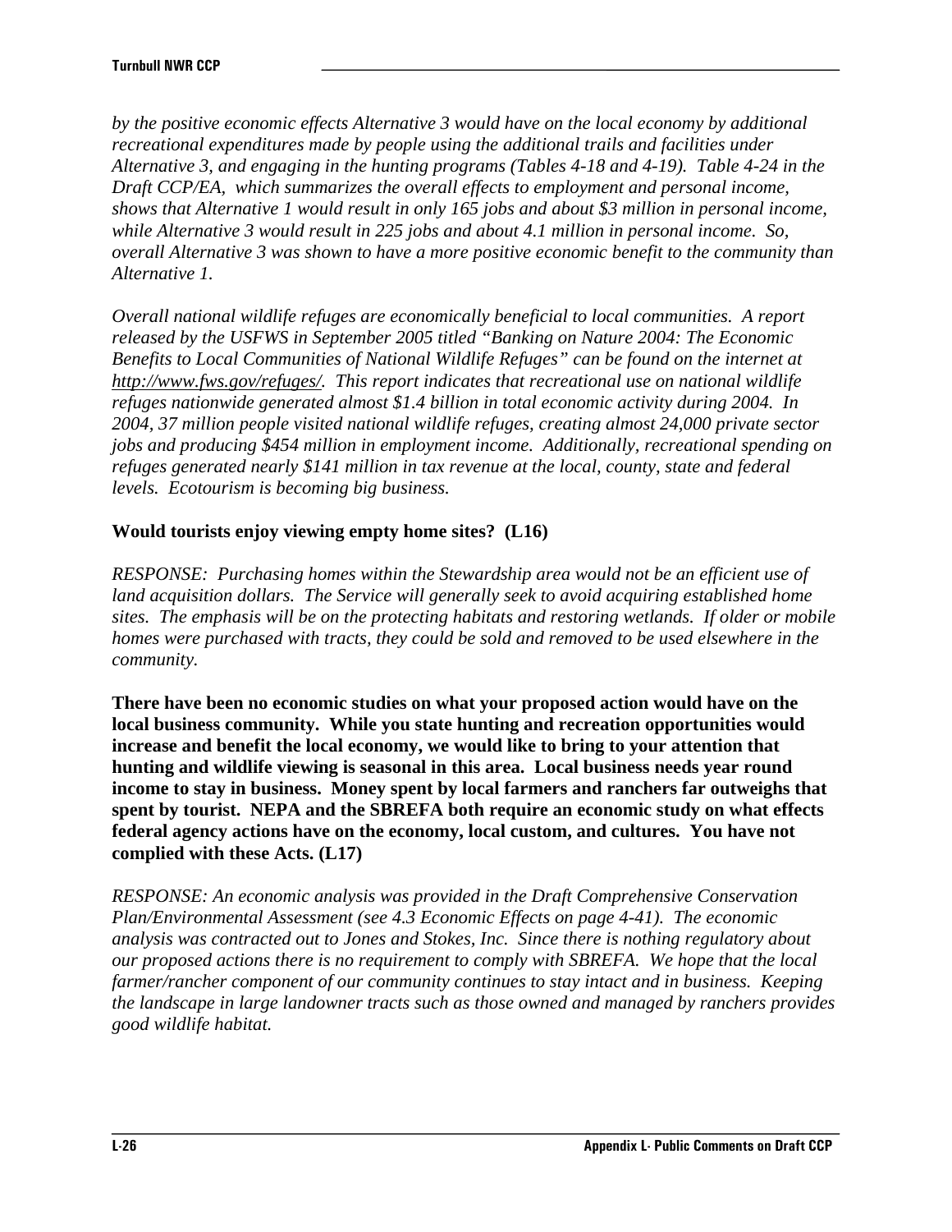*by the positive economic effects Alternative 3 would have on the local economy by additional recreational expenditures made by people using the additional trails and facilities under Alternative 3, and engaging in the hunting programs (Tables 4-18 and 4-19). Table 4-24 in the Draft CCP/EA, which summarizes the overall effects to employment and personal income, shows that Alternative 1 would result in only 165 jobs and about $3 million in personal income, while Alternative 3 would result in 225 jobs and about 4.1 million in personal income. So, overall Alternative 3 was shown to have a more positive economic benefit to the community than Alternative 1.*

*Overall national wildlife refuges are economically beneficial to local communities. A report released by the USFWS in September 2005 titled "Banking on Nature 2004: The Economic Benefits to Local Communities of National Wildlife Refuges" can be found on the internet at http://www.fws.gov/refuges/. This report indicates that recreational use on national wildlife refuges nationwide generated almost $1.4 billion in total economic activity during 2004. In 2004, 37 million people visited national wildlife refuges, creating almost 24,000 private sector jobs and producing $454 million in employment income. Additionally, recreational spending on refuges generated nearly $141 million in tax revenue at the local, county, state and federal levels. Ecotourism is becoming big business.*

**Would tourists enjoy viewing empty home sites? (L16)**

*RESPONSE: Purchasing homes within the Stewardship area would not be an efficient use of land acquisition dollars. The Service will generally seek to avoid acquiring established home sites. The emphasis will be on the protecting habitats and restoring wetlands. If older or mobile homes were purchased with tracts, they could be sold and removed to be used elsewhere in the community.*

**There have been no economic studies on what your proposed action would have on the local business community. While you state hunting and recreation opportunities would increase and benefit the local economy, we would like to bring to your attention that hunting and wildlife viewing is seasonal in this area. Local business needs year round income to stay in business. Money spent by local farmers and ranchers far outweighs that spent by tourist. NEPA and the SBREFA both require an economic study on what effects federal agency actions have on the economy, local custom, and cultures. You have not complied with these Acts. (L17)**

*RESPONSE: An economic analysis was provided in the Draft Comprehensive Conservation Plan/Environmental Assessment (see 4.3 Economic Effects on page 4-41). The economic analysis was contracted out to Jones and Stokes, Inc. Since there is nothing regulatory about our proposed actions there is no requirement to comply with SBREFA. We hope that the local farmer/rancher component of our community continues to stay intact and in business. Keeping the landscape in large landowner tracts such as those owned and managed by ranchers provides good wildlife habitat.*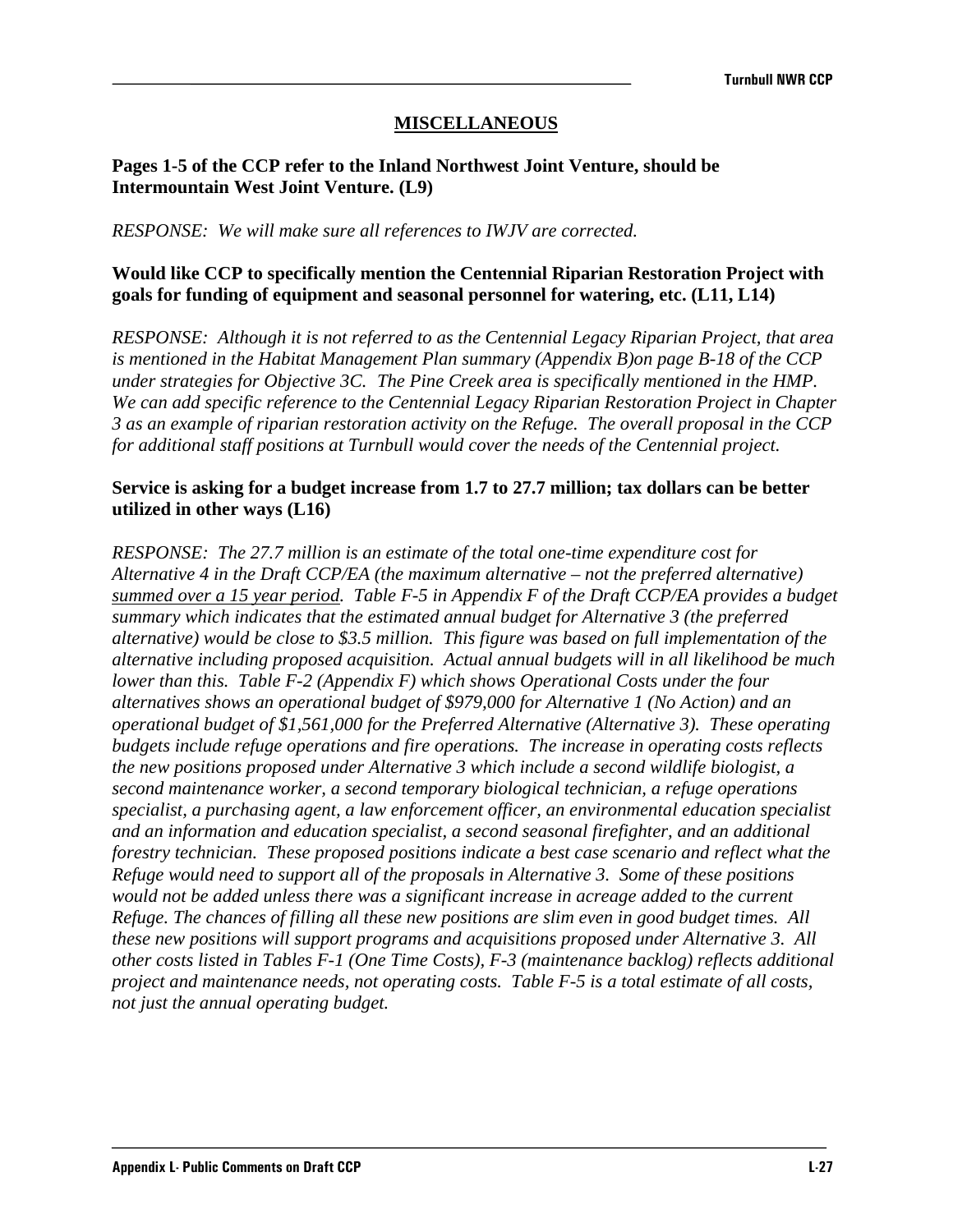## MISCELLANEOUS

**Pages 1-5 of the CCP refer to the Inland Northwest Joint Venture, should be Intermountain West Joint Venture. (L9)**

*RESPONSE: We will make sure all references to IWJV are corrected.*

**Would like CCP to specifically mention the Centennial Riparian Restoration Project with goals for funding of equipment and seasonal personnel for watering, etc. (L11, L14)**

*RESPONSE: Although it is not referred to as the Centennial Legacy Riparian Project, that area is mentioned in the Habitat Management Plan summary (Appendix B)on page B-18 of the CCP under strategies for Objective 3C. The Pine Creek area is specifically mentioned in the HMP. We can add specific reference to the Centennial Legacy Riparian Restoration Project in Chapter 3 as an example of riparian restoration activity on the Refuge. The overall proposal in the CCP for additional staff positions at Turnbull would cover the needs of the Centennial project.*

**Service is asking for a budget increase from 1.7 to 27.7 million; tax dollars can be better utilized in other ways (L16)**

*RESPONSE: The 27.7 million is an estimate of the total one-time expenditure cost for Alternative 4 in the Draft CCP/EA (the maximum alternative – not the preferred alternative) <u>summed over a 15 year period</u>. Table F-5 in Appendix F of the Draft CCP/EA provides a budget summary which indicates that the estimated annual budget for Alternative 3 (the preferred alternative) would be close to $3.5 million. This figure was based on full implementation of the alternative including proposed acquisition. Actual annual budgets will in all likelihood be much lower than this. Table F-2 (Appendix F) which shows Operational Costs under the four alternatives shows an operational budget of $979,000 for Alternative 1 (No Action) and an operational budget of $1,561,000 for the Preferred Alternative (Alternative 3). These operating budgets include refuge operations and fire operations. The increase in operating costs reflects the new positions proposed under Alternative 3 which include a second wildlife biologist, a second maintenance worker, a second temporary biological technician, a refuge operations specialist, a purchasing agent, a law enforcement officer, an environmental education specialist and an information and education specialist, a second seasonal firefighter, and an additional forestry technician. These proposed positions indicate a best case scenario and reflect what the Refuge would need to support all of the proposals in Alternative 3. Some of these positions would not be added unless there was a significant increase in acreage added to the current Refuge. The chances of filling all these new positions are slim even in good budget times. All these new positions will support programs and acquisitions proposed under Alternative 3. All other costs listed in Tables F-1 (One Time Costs), F-3 (maintenance backlog) reflects additional project and maintenance needs, not operating costs. Table F-5 is a total estimate of all costs, not just the annual operating budget.*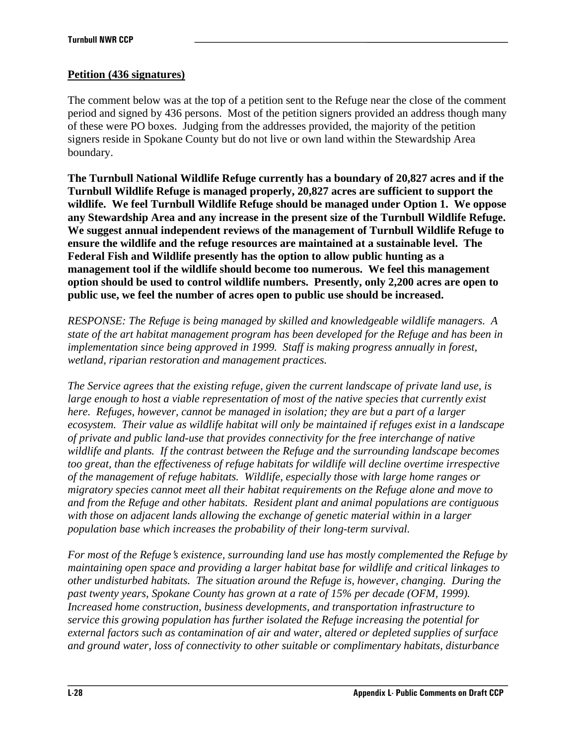**Petition (436 signatures)**

The comment below was at the top of a petition sent to the Refuge near the close of the comment period and signed by 436 persons. Most of the petition signers provided an address though many of these were PO boxes. Judging from the addresses provided, the majority of the petition signers reside in Spokane County but do not live or own land within the Stewardship Area boundary.

**The Turnbull National Wildlife Refuge currently has a boundary of 20,827 acres and if the Turnbull Wildlife Refuge is managed properly, 20,827 acres are sufficient to support the wildlife. We feel Turnbull Wildlife Refuge should be managed under Option 1. We oppose any Stewardship Area and any increase in the present size of the Turnbull Wildlife Refuge. We suggest annual independent reviews of the management of Turnbull Wildlife Refuge to ensure the wildlife and the refuge resources are maintained at a sustainable level. The Federal Fish and Wildlife presently has the option to allow public hunting as a management tool if the wildlife should become too numerous. We feel this management option should be used to control wildlife numbers. Presently, only 2,200 acres are open to public use, we feel the number of acres open to public use should be increased.**

*RESPONSE: The Refuge is being managed by skilled and knowledgeable wildlife managers. A state of the art habitat management program has been developed for the Refuge and has been in implementation since being approved in 1999. Staff is making progress annually in forest, wetland, riparian restoration and management practices.*

*The Service agrees that the existing refuge, given the current landscape of private land use, is large enough to host a viable representation of most of the native species that currently exist here. Refuges, however, cannot be managed in isolation; they are but a part of a larger ecosystem. Their value as wildlife habitat will only be maintained if refuges exist in a landscape of private and public land-use that provides connectivity for the free interchange of native wildlife and plants. If the contrast between the Refuge and the surrounding landscape becomes too great, than the effectiveness of refuge habitats for wildlife will decline overtime irrespective of the management of refuge habitats. Wildlife, especially those with large home ranges or migratory species cannot meet all their habitat requirements on the Refuge alone and move to and from the Refuge and other habitats. Resident plant and animal populations are contiguous with those on adjacent lands allowing the exchange of genetic material within in a larger population base which increases the probability of their long-term survival.*

*For most of the Refuge's existence, surrounding land use has mostly complemented the Refuge by maintaining open space and providing a larger habitat base for wildlife and critical linkages to other undisturbed habitats. The situation around the Refuge is, however, changing. During the past twenty years, Spokane County has grown at a rate of 15% per decade (OFM, 1999). Increased home construction, business developments, and transportation infrastructure to service this growing population has further isolated the Refuge increasing the potential for external factors such as contamination of air and water, altered or depleted supplies of surface and ground water, loss of connectivity to other suitable or complimentary habitats, disturbance*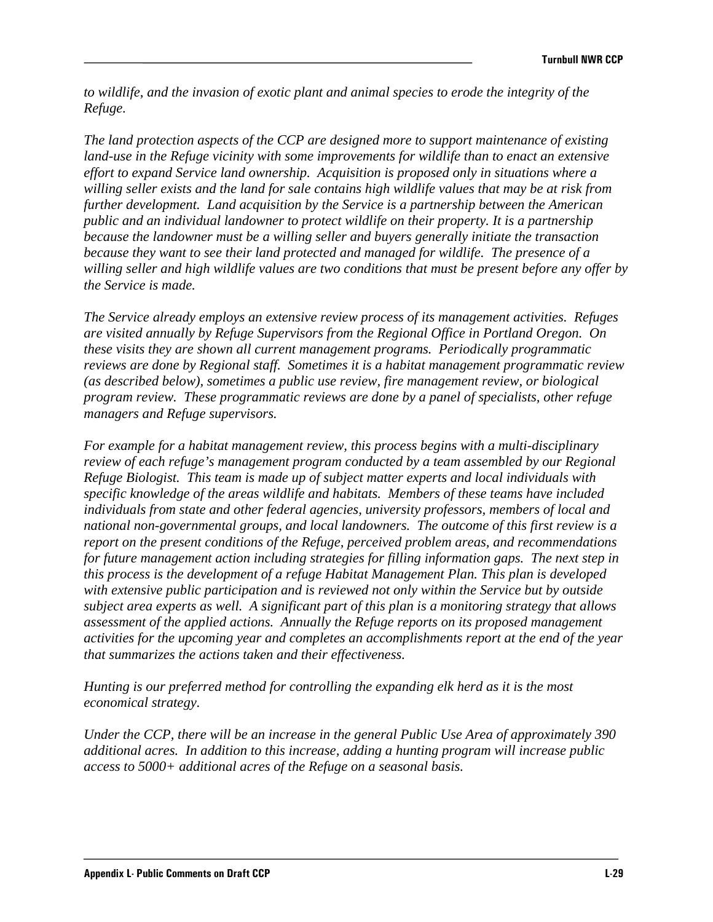*to wildlife, and the invasion of exotic plant and animal species to erode the integrity of the Refuge.*

*The land protection aspects of the CCP are designed more to support maintenance of existing land-use in the Refuge vicinity with some improvements for wildlife than to enact an extensive effort to expand Service land ownership. Acquisition is proposed only in situations where a willing seller exists and the land for sale contains high wildlife values that may be at risk from further development. Land acquisition by the Service is a partnership between the American public and an individual landowner to protect wildlife on their property. It is a partnership because the landowner must be a willing seller and buyers generally initiate the transaction because they want to see their land protected and managed for wildlife. The presence of a willing seller and high wildlife values are two conditions that must be present before any offer by the Service is made.*

*The Service already employs an extensive review process of its management activities. Refuges are visited annually by Refuge Supervisors from the Regional Office in Portland Oregon. On these visits they are shown all current management programs. Periodically programmatic reviews are done by Regional staff. Sometimes it is a habitat management programmatic review (as described below), sometimes a public use review, fire management review, or biological program review. These programmatic reviews are done by a panel of specialists, other refuge managers and Refuge supervisors.*

*For example for a habitat management review, this process begins with a multi-disciplinary review of each refuge's management program conducted by a team assembled by our Regional Refuge Biologist. This team is made up of subject matter experts and local individuals with specific knowledge of the areas wildlife and habitats. Members of these teams have included individuals from state and other federal agencies, university professors, members of local and national non-governmental groups, and local landowners. The outcome of this first review is a report on the present conditions of the Refuge, perceived problem areas, and recommendations for future management action including strategies for filling information gaps. The next step in this process is the development of a refuge Habitat Management Plan. This plan is developed with extensive public participation and is reviewed not only within the Service but by outside subject area experts as well. A significant part of this plan is a monitoring strategy that allows assessment of the applied actions. Annually the Refuge reports on its proposed management activities for the upcoming year and completes an accomplishments report at the end of the year that summarizes the actions taken and their effectiveness.*

*Hunting is our preferred method for controlling the expanding elk herd as it is the most economical strategy.*

*Under the CCP, there will be an increase in the general Public Use Area of approximately 390 additional acres. In addition to this increase, adding a hunting program will increase public access to 5000+ additional acres of the Refuge on a seasonal basis.*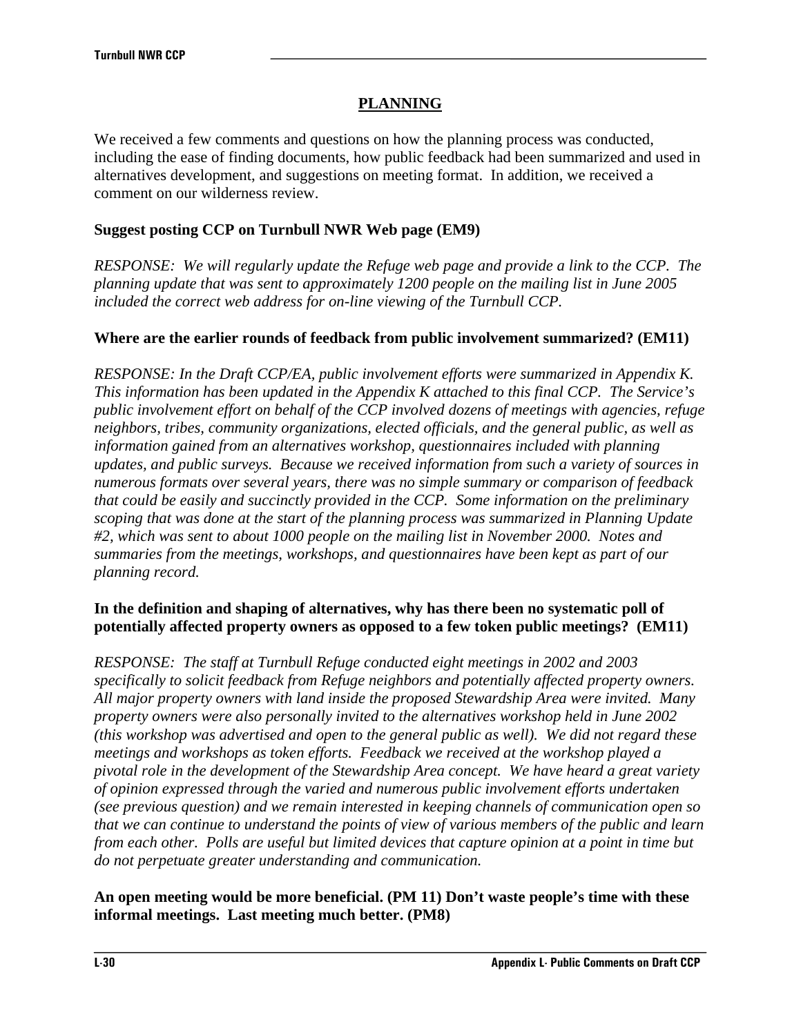## PLANNING

We received a few comments and questions on how the planning process was conducted, including the ease of finding documents, how public feedback had been summarized and used in alternatives development, and suggestions on meeting format. In addition, we received a comment on our wilderness review.

**Suggest posting CCP on Turnbull NWR Web page (EM9)**

*RESPONSE: We will regularly update the Refuge web page and provide a link to the CCP. The planning update that was sent to approximately 1200 people on the mailing list in June 2005 included the correct web address for on-line viewing of the Turnbull CCP.*

**Where are the earlier rounds of feedback from public involvement summarized? (EM11)**

*RESPONSE: In the Draft CCP/EA, public involvement efforts were summarized in Appendix K. This information has been updated in the Appendix K attached to this final CCP. The Service's public involvement effort on behalf of the CCP involved dozens of meetings with agencies, refuge neighbors, tribes, community organizations, elected officials, and the general public, as well as information gained from an alternatives workshop, questionnaires included with planning updates, and public surveys. Because we received information from such a variety of sources in numerous formats over several years, there was no simple summary or comparison of feedback that could be easily and succinctly provided in the CCP. Some information on the preliminary scoping that was done at the start of the planning process was summarized in Planning Update #2, which was sent to about 1000 people on the mailing list in November 2000. Notes and summaries from the meetings, workshops, and questionnaires have been kept as part of our planning record.*

**In the definition and shaping of alternatives, why has there been no systematic poll of potentially affected property owners as opposed to a few token public meetings? (EM11)**

*RESPONSE: The staff at Turnbull Refuge conducted eight meetings in 2002 and 2003 specifically to solicit feedback from Refuge neighbors and potentially affected property owners. All major property owners with land inside the proposed Stewardship Area were invited. Many property owners were also personally invited to the alternatives workshop held in June 2002 (this workshop was advertised and open to the general public as well). We did not regard these meetings and workshops as token efforts. Feedback we received at the workshop played a pivotal role in the development of the Stewardship Area concept. We have heard a great variety of opinion expressed through the varied and numerous public involvement efforts undertaken (see previous question) and we remain interested in keeping channels of communication open so that we can continue to understand the points of view of various members of the public and learn from each other. Polls are useful but limited devices that capture opinion at a point in time but do not perpetuate greater understanding and communication.*

**An open meeting would be more beneficial. (PM 11) Don't waste people's time with these informal meetings. Last meeting much better. (PM8)**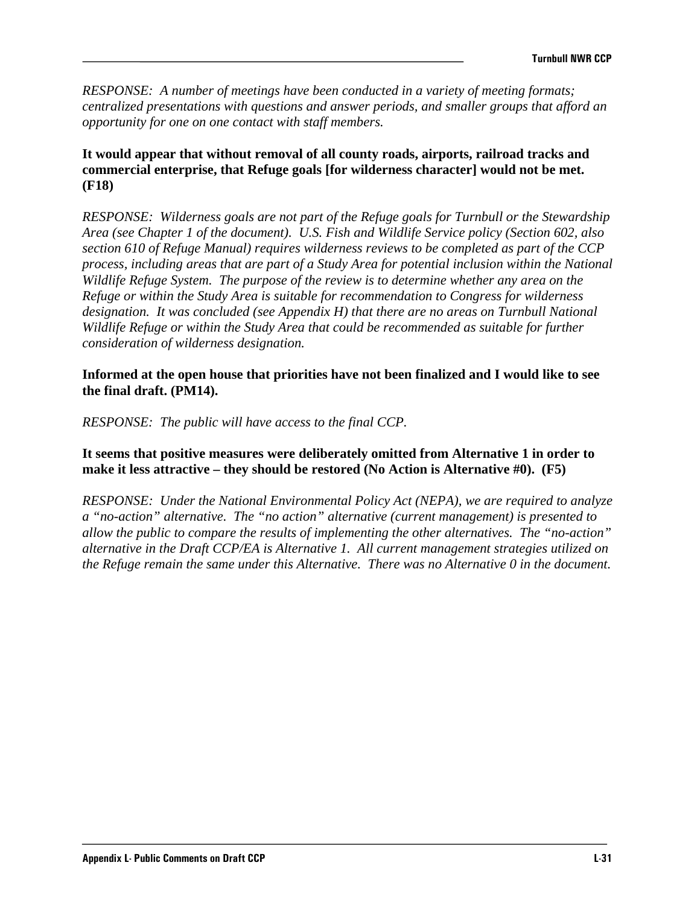*RESPONSE: A number of meetings have been conducted in a variety of meeting formats; centralized presentations with questions and answer periods, and smaller groups that afford an opportunity for one on one contact with staff members.*

**It would appear that without removal of all county roads, airports, railroad tracks and commercial enterprise, that Refuge goals [for wilderness character] would not be met. (F18)**

*RESPONSE: Wilderness goals are not part of the Refuge goals for Turnbull or the Stewardship Area (see Chapter 1 of the document). U.S. Fish and Wildlife Service policy (Section 602, also section 610 of Refuge Manual) requires wilderness reviews to be completed as part of the CCP process, including areas that are part of a Study Area for potential inclusion within the National Wildlife Refuge System. The purpose of the review is to determine whether any area on the Refuge or within the Study Area is suitable for recommendation to Congress for wilderness designation. It was concluded (see Appendix H) that there are no areas on Turnbull National Wildlife Refuge or within the Study Area that could be recommended as suitable for further consideration of wilderness designation.*

**Informed at the open house that priorities have not been finalized and I would like to see the final draft. (PM14).**

*RESPONSE: The public will have access to the final CCP.*

**It seems that positive measures were deliberately omitted from Alternative 1 in order to make it less attractive – they should be restored (No Action is Alternative #0). (F5)**

*RESPONSE: Under the National Environmental Policy Act (NEPA), we are required to analyze a "no-action" alternative. The "no action" alternative (current management) is presented to allow the public to compare the results of implementing the other alternatives. The "no-action" alternative in the Draft CCP/EA is Alternative 1. All current management strategies utilized on the Refuge remain the same under this Alternative. There was no Alternative 0 in the document.*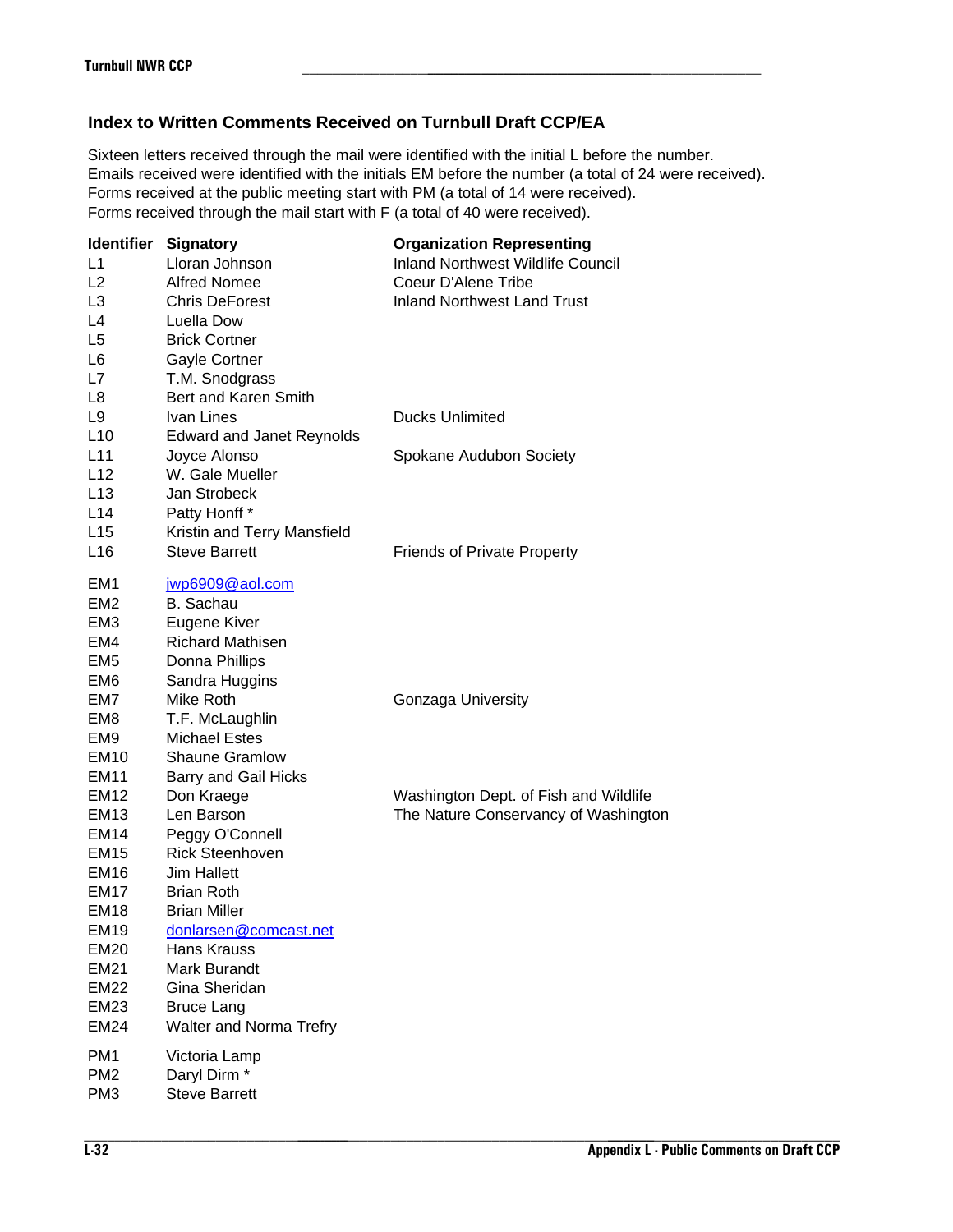## Index to Written Comments Received on Turnbull Draft CCP/EA

Sixteen letters received through the mail were identified with the initial L before the number.
Emails received were identified with the initials EM before the number (a total of 24 were received).
Forms received at the public meeting start with PM (a total of 14 were received).
Forms received through the mail start with F (a total of 40 were received).

| Identifier | Signatory | Organization Representing |
|---|---|---|
| L1 | Lloran Johnson | Inland Northwest Wildlife Council |
| L2 | Alfred Nomee | Coeur D'Alene Tribe |
| L3 | Chris DeForest | Inland Northwest Land Trust |
| L4 | Luella Dow | |
| L5 | Brick Cortner | |
| L6 | Gayle Cortner | |
| L7 | T.M. Snodgrass | |
| L8 | Bert and Karen Smith | |
| L9 | Ivan Lines | Ducks Unlimited |
| L10 | Edward and Janet Reynolds | |
| L11 | Joyce Alonso | Spokane Audubon Society |
| L12 | W. Gale Mueller | |
| L13 | Jan Strobeck | |
| L14 | Patty Honff * | |
| L15 | Kristin and Terry Mansfield | |
| L16 | Steve Barrett | Friends of Private Property |
| EM1 | jwp6909@aol.com | |
| EM2 | B. Sachau | |
| EM3 | Eugene Kiver | |
| EM4 | Richard Mathisen | |
| EM5 | Donna Phillips | |
| EM6 | Sandra Huggins | |
| EM7 | Mike Roth | Gonzaga University |
| EM8 | T.F. McLaughlin | |
| EM9 | Michael Estes | |
| EM10 | Shaune Gramlow | |
| EM11 | Barry and Gail Hicks | |
| EM12 | Don Kraege | Washington Dept. of Fish and Wildlife |
| EM13 | Len Barson | The Nature Conservancy of Washington |
| EM14 | Peggy O'Connell | |
| EM15 | Rick Steenhoven | |
| EM16 | Jim Hallett | |
| EM17 | Brian Roth | |
| EM18 | Brian Miller | |
| EM19 | donlarsen@comcast.net | |
| EM20 | Hans Krauss | |
| EM21 | Mark Burandt | |
| EM22 | Gina Sheridan | |
| EM23 | Bruce Lang | |
| EM24 | Walter and Norma Trefry | |
| PM1 | Victoria Lamp | |
| PM2 | Daryl Dirm * | |
| PM3 | Steve Barrett | |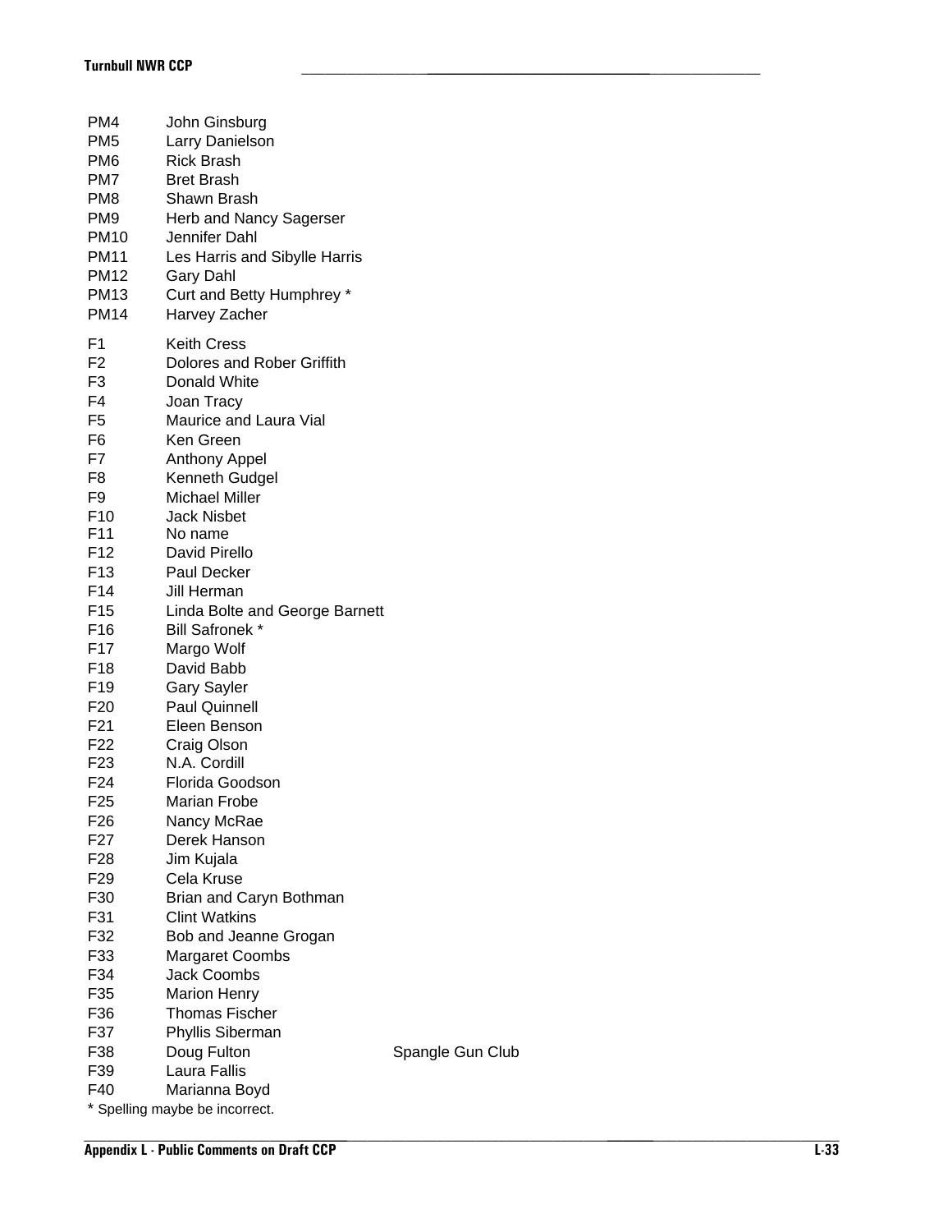| | | |
|---|---|---|
| PM4 | John Ginsburg | |
| PM5 | Larry Danielson | |
| PM6 | Rick Brash | |
| PM7 | Bret Brash | |
| PM8 | Shawn Brash | |
| PM9 | Herb and Nancy Sagerser | |
| PM10 | Jennifer Dahl | |
| PM11 | Les Harris and Sibylle Harris | |
| PM12 | Gary Dahl | |
| PM13 | Curt and Betty Humphrey * | |
| PM14 | Harvey Zacher | |
| F1 | Keith Cress | |
| F2 | Dolores and Rober Griffith | |
| F3 | Donald White | |
| F4 | Joan Tracy | |
| F5 | Maurice and Laura Vial | |
| F6 | Ken Green | |
| F7 | Anthony Appel | |
| F8 | Kenneth Gudgel | |
| F9 | Michael Miller | |
| F10 | Jack Nisbet | |
| F11 | No name | |
| F12 | David Pirello | |
| F13 | Paul Decker | |
| F14 | Jill Herman | |
| F15 | Linda Bolte and George Barnett | |
| F16 | Bill Safronek * | |
| F17 | Margo Wolf | |
| F18 | David Babb | |
| F19 | Gary Sayler | |
| F20 | Paul Quinnell | |
| F21 | Eleen Benson | |
| F22 | Craig Olson | |
| F23 | N.A. Cordill | |
| F24 | Florida Goodson | |
| F25 | Marian Frobe | |
| F26 | Nancy McRae | |
| F27 | Derek Hanson | |
| F28 | Jim Kujala | |
| F29 | Cela Kruse | |
| F30 | Brian and Caryn Bothman | |
| F31 | Clint Watkins | |
| F32 | Bob and Jeanne Grogan | |
| F33 | Margaret Coombs | |
| F34 | Jack Coombs | |
| F35 | Marion Henry | |
| F36 | Thomas Fischer | |
| F37 | Phyllis Siberman | |
| F38 | Doug Fulton | Spangle Gun Club |
| F39 | Laura Fallis | |
| F40 | Marianna Boyd | |

* Spelling maybe be incorrect.